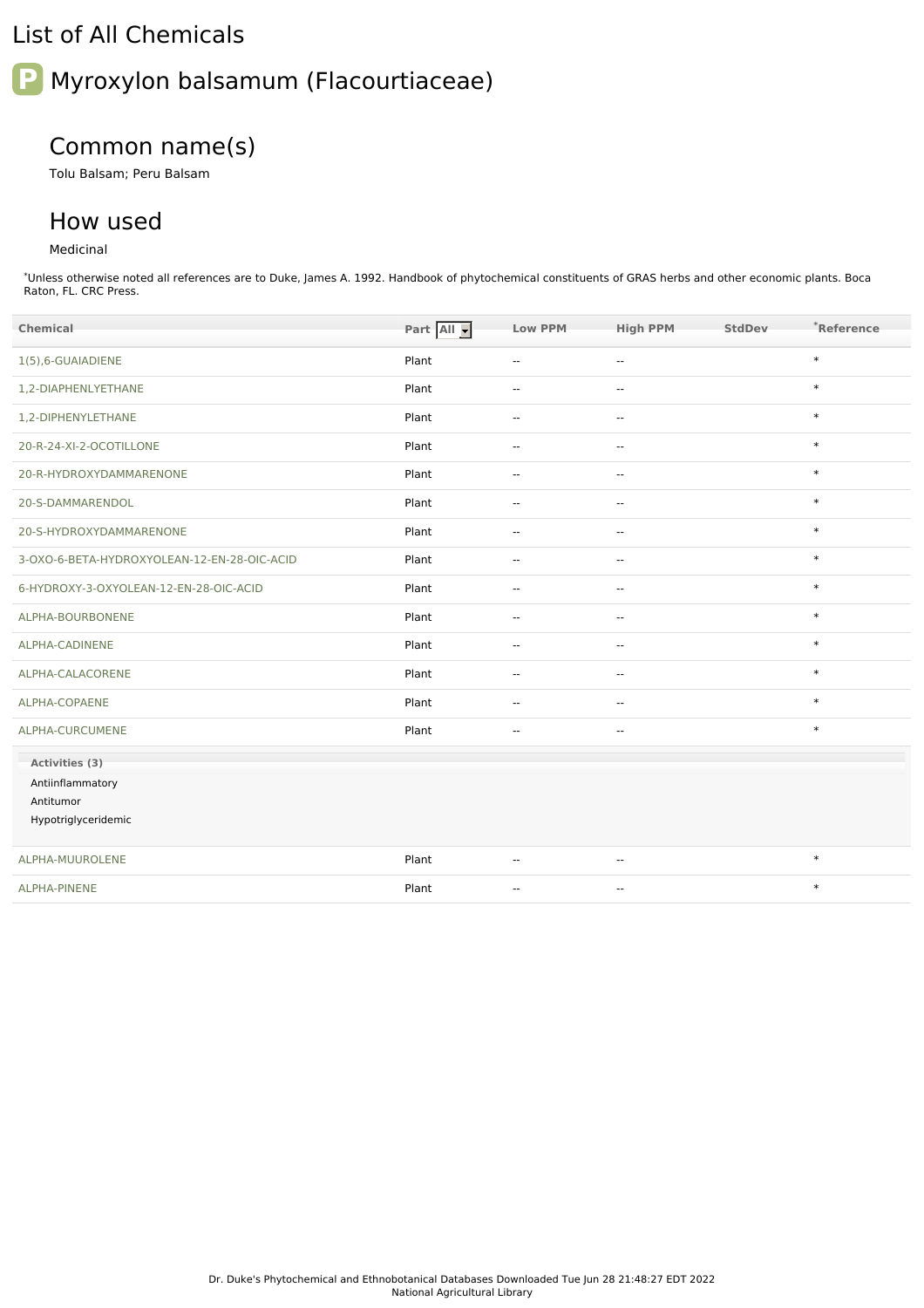# List of All Chemicals

## Myroxylon balsamum (Flacourtiaceae)

### Common name(s)

Tolu Balsam; Peru Balsam

### How used

Medicinal

*Unless otherwise noted all references are to Duke, James A. 1992. Handbook of phytochemical constituents of GRAS herbs and other economic plants. Boca Raton, FL. CRC Press.

| Chemical | Part | Low PPM | High PPM | StdDev | *Reference |
|---|---|---|---|---|---|
| 1(5),6-GUAIADIENE | Plant | -- | -- | | * |
| 1,2-DIAPHENLYETHANE | Plant | -- | -- | | * |
| 1,2-DIPHENYLETHANE | Plant | -- | -- | | * |
| 20-R-24-XI-2-OCOTILLONE | Plant | -- | -- | | * |
| 20-R-HYDROXYDAMMARENONE | Plant | -- | -- | | * |
| 20-S-DAMMARENDOL | Plant | -- | -- | | * |
| 20-S-HYDROXYDAMMARENONE | Plant | -- | -- | | * |
| 3-OXO-6-BETA-HYDROXYOLEAN-12-EN-28-OIC-ACID | Plant | -- | -- | | * |
| 6-HYDROXY-3-OXYOLEAN-12-EN-28-OIC-ACID | Plant | -- | -- | | * |
| ALPHA-BOURBONENE | Plant | -- | -- | | * |
| ALPHA-CADINENE | Plant | -- | -- | | * |
| ALPHA-CALACORENE | Plant | -- | -- | | * |
| ALPHA-COPAENE | Plant | -- | -- | | * |
| ALPHA-CURCUMENE | Plant | -- | -- | | * |

**Activities (3)**

Antiinflammatory
Antitumor
Hypotriglyceridemic

| Chemical | Part | Low PPM | High PPM | StdDev | *Reference |
|---|---|---|---|---|---|
| ALPHA-MUUROLENE | Plant | -- | -- | | * |
| ALPHA-PINENE | Plant | -- | -- | | * |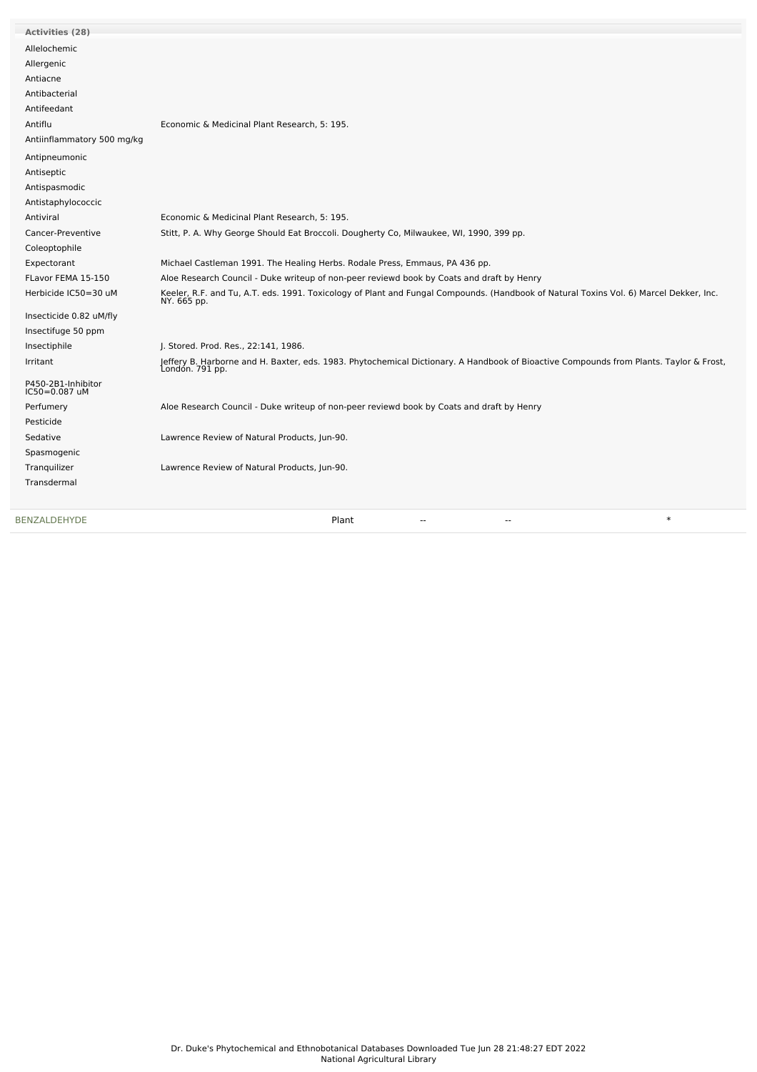| Activities (28) | |
|---|---|
| Allelochemic | |
| Allergenic | |
| Antiacne | |
| Antibacterial | |
| Antifeedant | |
| Antiflu | Economic & Medicinal Plant Research, 5: 195. |
| Antiinflammatory 500 mg/kg | |
| Antipneumonic | |
| Antiseptic | |
| Antispasmodic | |
| Antistaphylococcic | |
| Antiviral | Economic & Medicinal Plant Research, 5: 195. |
| Cancer-Preventive | Stitt, P. A. Why George Should Eat Broccoli. Dougherty Co, Milwaukee, WI, 1990, 399 pp. |
| Coleoptophile | |
| Expectorant | Michael Castleman 1991. The Healing Herbs. Rodale Press, Emmaus, PA 436 pp. |
| FLavor FEMA 15-150 | Aloe Research Council - Duke writeup of non-peer reviewd book by Coats and draft by Henry |
| Herbicide IC50=30 uM | Keeler, R.F. and Tu, A.T. eds. 1991. Toxicology of Plant and Fungal Compounds. (Handbook of Natural Toxins Vol. 6) Marcel Dekker, Inc. NY. 665 pp. |
| Insecticide 0.82 uM/fly | |
| Insectifuge 50 ppm | |
| Insectiphile | J. Stored. Prod. Res., 22:141, 1986. |
| Irritant | Jeffery B. Harborne and H. Baxter, eds. 1983. Phytochemical Dictionary. A Handbook of Bioactive Compounds from Plants. Taylor & Frost, London. 791 pp. |
| P450-2B1-Inhibitor IC50=0.087 uM | |
| Perfumery | Aloe Research Council - Duke writeup of non-peer reviewd book by Coats and draft by Henry |
| Pesticide | |
| Sedative | Lawrence Review of Natural Products, Jun-90. |
| Spasmogenic | |
| Tranquilizer | Lawrence Review of Natural Products, Jun-90. |
| Transdermal | |

| BENZALDEHYDE | Plant | -- | -- | * |
|---|---|---|---|---|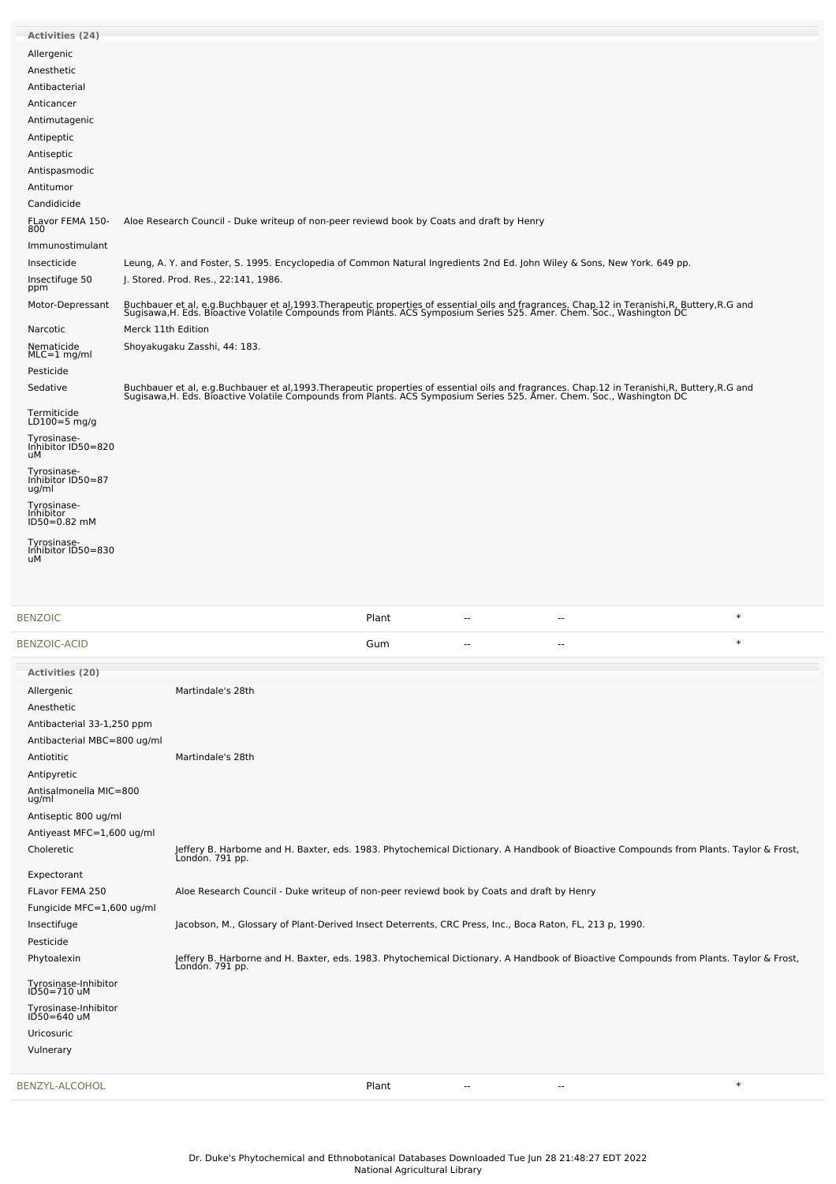**Activities (24)**

| Activity | Reference |
|---|---|
| Allergenic | |
| Anesthetic | |
| Antibacterial | |
| Anticancer | |
| Antimutagenic | |
| Antipeptic | |
| Antiseptic | |
| Antispasmodic | |
| Antitumor | |
| Candidicide | |
| FLavor FEMA 150-800 | Aloe Research Council - Duke writeup of non-peer reviewd book by Coats and draft by Henry |
| Immunostimulant | |
| Insecticide | Leung, A. Y. and Foster, S. 1995. Encyclopedia of Common Natural Ingredients 2nd Ed. John Wiley & Sons, New York. 649 pp. |
| Insectifuge 50 ppm | J. Stored. Prod. Res., 22:141, 1986. |
| Motor-Depressant | Buchbauer et al, e.g.Buchbauer et al,1993.Therapeutic properties of essential oils and fragrances. Chap.12 in Teranishi,R, Buttery,R.G and Sugisawa,H. Eds. Bioactive Volatile Compounds from Plants. ACS Symposium Series 525. Amer. Chem. Soc., Washington DC |
| Narcotic | Merck 11th Edition |
| Nematicide MLC=1 mg/ml | Shoyakugaku Zasshi, 44: 183. |
| Pesticide | |
| Sedative | Buchbauer et al, e.g.Buchbauer et al,1993.Therapeutic properties of essential oils and fragrances. Chap.12 in Teranishi,R, Buttery,R.G and Sugisawa,H. Eds. Bioactive Volatile Compounds from Plants. ACS Symposium Series 525. Amer. Chem. Soc., Washington DC |
| Termiticide LD100=5 mg/g | |
| Tyrosinase-Inhibitor ID50=820 uM | |
| Tyrosinase-Inhibitor ID50=87 ug/ml | |
| Tyrosinase-Inhibitor ID50=0.82 mM | |
| Tyrosinase-Inhibitor ID50=830 uM | |

| | | | | |
|---|---|---|---|---|
| BENZOIC | Plant | -- | -- | * |
| BENZOIC-ACID | Gum | -- | -- | * |

**Activities (20)**

| Activity | Reference |
|---|---|
| Allergenic | Martindale's 28th |
| Anesthetic | |
| Antibacterial 33-1,250 ppm | |
| Antibacterial MBC=800 ug/ml | |
| Antiotitic | Martindale's 28th |
| Antipyretic | |
| Antisalmonella MIC=800 ug/ml | |
| Antiseptic 800 ug/ml | |
| Antiyeast MFC=1,600 ug/ml | |
| Choleretic | Jeffery B. Harborne and H. Baxter, eds. 1983. Phytochemical Dictionary. A Handbook of Bioactive Compounds from Plants. Taylor & Frost, London. 791 pp. |
| Expectorant | |
| FLavor FEMA 250 | Aloe Research Council - Duke writeup of non-peer reviewd book by Coats and draft by Henry |
| Fungicide MFC=1,600 ug/ml | |
| Insectifuge | Jacobson, M., Glossary of Plant-Derived Insect Deterrents, CRC Press, Inc., Boca Raton, FL, 213 p, 1990. |
| Pesticide | |
| Phytoalexin | Jeffery B. Harborne and H. Baxter, eds. 1983. Phytochemical Dictionary. A Handbook of Bioactive Compounds from Plants. Taylor & Frost, London. 791 pp. |
| Tyrosinase-Inhibitor ID50=710 uM | |
| Tyrosinase-Inhibitor ID50=640 uM | |
| Uricosuric | |
| Vulnerary | |

| | | | | |
|---|---|---|---|---|
| BENZYL-ALCOHOL | Plant | -- | -- | * |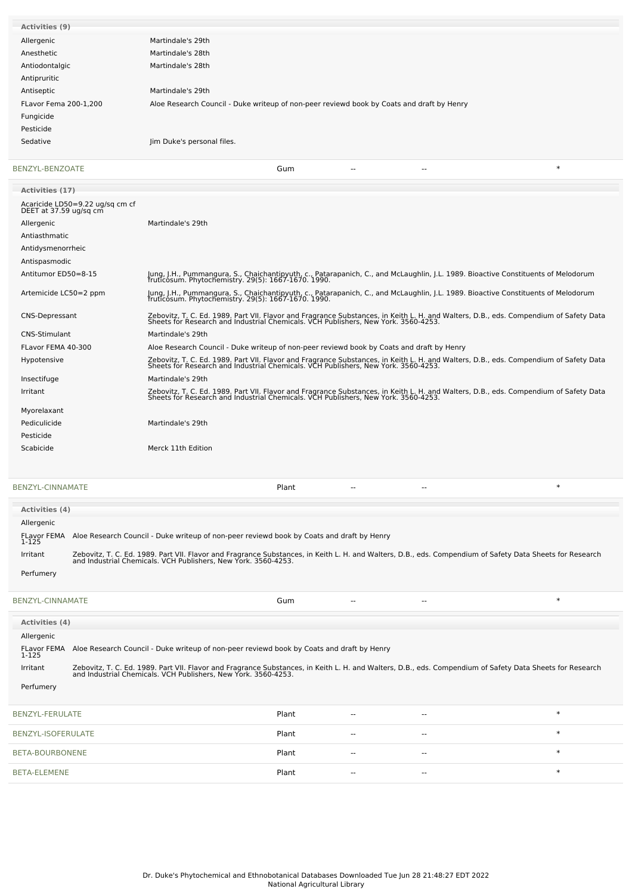| Activities (9) | |
|---|---|
| Allergenic | Martindale's 29th |
| Anesthetic | Martindale's 28th |
| Antiodontalgic | Martindale's 28th |
| Antipruritic | |
| Antiseptic | Martindale's 29th |
| FLavor Fema 200-1,200 | Aloe Research Council - Duke writeup of non-peer reviewd book by Coats and draft by Henry |
| Fungicide | |
| Pesticide | |
| Sedative | Jim Duke's personal files. |

| BENZYL-BENZOATE | Gum | -- | -- | * |
|---|---|---|---|---|

| Activities (17) | |
|---|---|
| Acaricide LD50=9.22 ug/sq cm cf DEET at 37.59 ug/sq cm | |
| Allergenic | Martindale's 29th |
| Antiasthmatic | |
| Antidysmenorrheic | |
| Antispasmodic | |
| Antitumor ED50=8-15 | Jung, J.H., Pummangura, S., Chaichantipyuth, c., Patarapanich, C., and McLaughlin, J.L. 1989. Bioactive Constituents of Melodorum fruticosum. Phytochemistry. 29(5): 1667-1670. 1990. |
| Artemicide LC50=2 ppm | Jung, J.H., Pummangura, S., Chaichantipyuth, c., Patarapanich, C., and McLaughlin, J.L. 1989. Bioactive Constituents of Melodorum fruticosum. Phytochemistry. 29(5): 1667-1670. 1990. |
| CNS-Depressant | Zebovitz, T. C. Ed. 1989. Part VII. Flavor and Fragrance Substances, in Keith L. H. and Walters, D.B., eds. Compendium of Safety Data Sheets for Research and Industrial Chemicals. VCH Publishers, New York. 3560-4253. |
| CNS-Stimulant | Martindale's 29th |
| FLavor FEMA 40-300 | Aloe Research Council - Duke writeup of non-peer reviewd book by Coats and draft by Henry |
| Hypotensive | Zebovitz, T. C. Ed. 1989. Part VII. Flavor and Fragrance Substances, in Keith L. H. and Walters, D.B., eds. Compendium of Safety Data Sheets for Research and Industrial Chemicals. VCH Publishers, New York. 3560-4253. |
| Insectifuge | Martindale's 29th |
| Irritant | Zebovitz, T. C. Ed. 1989. Part VII. Flavor and Fragrance Substances, in Keith L. H. and Walters, D.B., eds. Compendium of Safety Data Sheets for Research and Industrial Chemicals. VCH Publishers, New York. 3560-4253. |
| Myorelaxant | |
| Pediculicide | Martindale's 29th |
| Pesticide | |
| Scabicide | Merck 11th Edition |

| BENZYL-CINNAMATE | Plant | -- | -- | * |
|---|---|---|---|---|

| Activities (4) | |
|---|---|
| Allergenic | |
| FLavor FEMA 1-125 | Aloe Research Council - Duke writeup of non-peer reviewd book by Coats and draft by Henry |
| Irritant | Zebovitz, T. C. Ed. 1989. Part VII. Flavor and Fragrance Substances, in Keith L. H. and Walters, D.B., eds. Compendium of Safety Data Sheets for Research and Industrial Chemicals. VCH Publishers, New York. 3560-4253. |
| Perfumery | |

| BENZYL-CINNAMATE | Gum | -- | -- | * |
|---|---|---|---|---|

| Activities (4) | |
|---|---|
| Allergenic | |
| FLavor FEMA 1-125 | Aloe Research Council - Duke writeup of non-peer reviewd book by Coats and draft by Henry |
| Irritant | Zebovitz, T. C. Ed. 1989. Part VII. Flavor and Fragrance Substances, in Keith L. H. and Walters, D.B., eds. Compendium of Safety Data Sheets for Research and Industrial Chemicals. VCH Publishers, New York. 3560-4253. |
| Perfumery | |

| | | | | |
|---|---|---|---|---|
| BENZYL-FERULATE | Plant | -- | -- | * |
| BENZYL-ISOFERULATE | Plant | -- | -- | * |
| BETA-BOURBONENE | Plant | -- | -- | * |
| BETA-ELEMENE | Plant | -- | -- | * |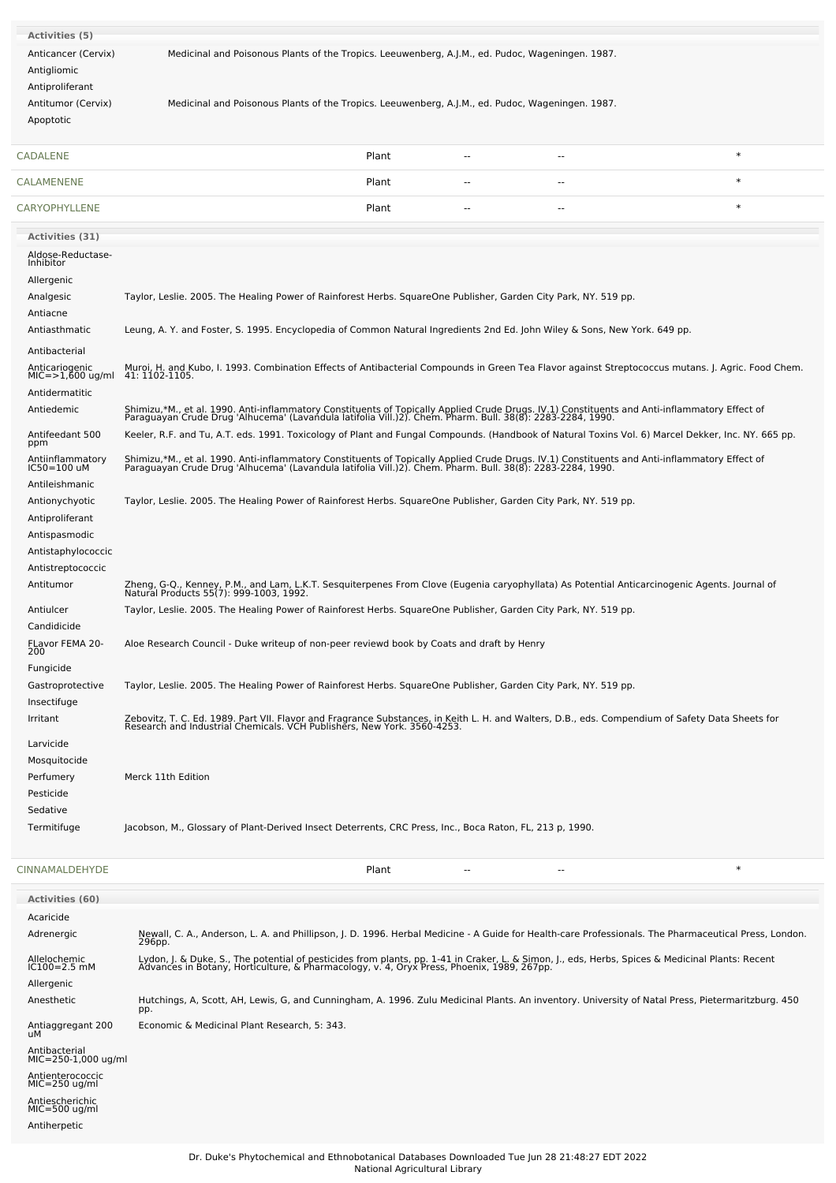**Activities (5)**

| | |
|---|---|
| Anticancer (Cervix) | Medicinal and Poisonous Plants of the Tropics. Leeuwenberg, A.J.M., ed. Pudoc, Wageningen. 1987. |
| Antigliomic | |
| Antiproliferant | |
| Antitumor (Cervix) | Medicinal and Poisonous Plants of the Tropics. Leeuwenberg, A.J.M., ed. Pudoc, Wageningen. 1987. |
| Apoptotic | |

| | | | | |
|---|---|---|---|---|
| CADALENE | Plant | -- | -- | * |
| CALAMENENE | Plant | -- | -- | * |
| CARYOPHYLLENE | Plant | -- | -- | * |

**Activities (31)**

| | |
|---|---|
| Aldose-Reductase-Inhibitor | |
| Allergenic | |
| Analgesic | Taylor, Leslie. 2005. The Healing Power of Rainforest Herbs. SquareOne Publisher, Garden City Park, NY. 519 pp. |
| Antiacne | |
| Antiasthmatic | Leung, A. Y. and Foster, S. 1995. Encyclopedia of Common Natural Ingredients 2nd Ed. John Wiley & Sons, New York. 649 pp. |
| Antibacterial | |
| Anticariogenic MIC=>1,600 ug/ml | Muroi, H. and Kubo, I. 1993. Combination Effects of Antibacterial Compounds in Green Tea Flavor against Streptococcus mutans. J. Agric. Food Chem. 41: 1102-1105. |
| Antidermatitic | |
| Antiedemic | Shimizu,*M., et al. 1990. Anti-inflammatory Constituents of Topically Applied Crude Drugs. IV.1) Constituents and Anti-inflammatory Effect of Paraguayan Crude Drug 'Alhucema' (Lavandula latifolia Vill.)2). Chem. Pharm. Bull. 38(8): 2283-2284, 1990. |
| Antifeedant 500 ppm | Keeler, R.F. and Tu, A.T. eds. 1991. Toxicology of Plant and Fungal Compounds. (Handbook of Natural Toxins Vol. 6) Marcel Dekker, Inc. NY. 665 pp. |
| Antiinflammatory IC50=100 uM | Shimizu,*M., et al. 1990. Anti-inflammatory Constituents of Topically Applied Crude Drugs. IV.1) Constituents and Anti-inflammatory Effect of Paraguayan Crude Drug 'Alhucema' (Lavandula latifolia Vill.)2). Chem. Pharm. Bull. 38(8): 2283-2284, 1990. |
| Antileishmanic | |
| Antionychyotic | Taylor, Leslie. 2005. The Healing Power of Rainforest Herbs. SquareOne Publisher, Garden City Park, NY. 519 pp. |
| Antiproliferant | |
| Antispasmodic | |
| Antistaphylococcic | |
| Antistreptococcic | |
| Antitumor | Zheng, G-Q., Kenney, P.M., and Lam, L.K.T. Sesquiterpenes From Clove (Eugenia caryophyllata) As Potential Anticarcinogenic Agents. Journal of Natural Products 55(7): 999-1003, 1992. |
| Antiulcer | Taylor, Leslie. 2005. The Healing Power of Rainforest Herbs. SquareOne Publisher, Garden City Park, NY. 519 pp. |
| Candidicide | |
| FLavor FEMA 20-200 | Aloe Research Council - Duke writeup of non-peer reviewd book by Coats and draft by Henry |
| Fungicide | |
| Gastroprotective | Taylor, Leslie. 2005. The Healing Power of Rainforest Herbs. SquareOne Publisher, Garden City Park, NY. 519 pp. |
| Insectifuge | |
| Irritant | Zebovitz, T. C. Ed. 1989. Part VII. Flavor and Fragrance Substances, in Keith L. H. and Walters, D.B., eds. Compendium of Safety Data Sheets for Research and Industrial Chemicals. VCH Publishers, New York. 3560-4253. |
| Larvicide | |
| Mosquitocide | |
| Perfumery | Merck 11th Edition |
| Pesticide | |
| Sedative | |
| Termitifuge | Jacobson, M., Glossary of Plant-Derived Insect Deterrents, CRC Press, Inc., Boca Raton, FL, 213 p, 1990. |

| | | | | |
|---|---|---|---|---|
| CINNAMALDEHYDE | Plant | -- | -- | * |

**Activities (60)**

| | |
|---|---|
| Acaricide | |
| Adrenergic | Newall, C. A., Anderson, L. A. and Phillipson, J. D. 1996. Herbal Medicine - A Guide for Health-care Professionals. The Pharmaceutical Press, London. 296pp. |
| Allelochemic IC100=2.5 mM | Lydon, J. & Duke, S., The potential of pesticides from plants, pp. 1-41 in Craker, L. & Simon, J., eds, Herbs, Spices & Medicinal Plants: Recent Advances in Botany, Horticulture, & Pharmacology, v. 4, Oryx Press, Phoenix, 1989, 267pp. |
| Allergenic | |
| Anesthetic | Hutchings, A, Scott, AH, Lewis, G, and Cunningham, A. 1996. Zulu Medicinal Plants. An inventory. University of Natal Press, Pietermaritzburg. 450 pp. |
| Antiaggregant 200 uM | Economic & Medicinal Plant Research, 5: 343. |
| Antibacterial MIC=250-1,000 ug/ml | |
| Antienterococcic MIC=250 ug/ml | |
| Antiescherichic MIC=500 ug/ml | |
| Antiherpetic | |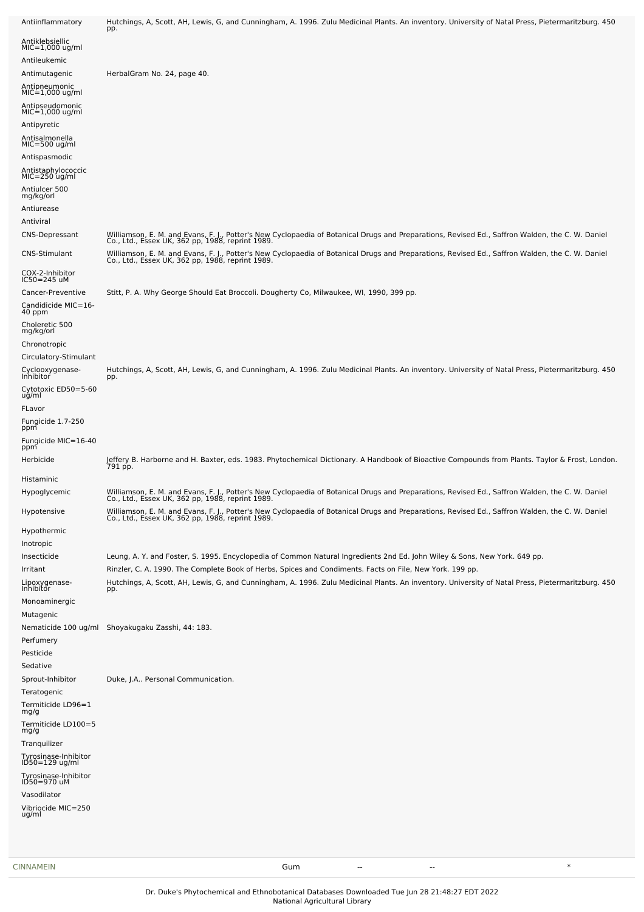| Activity | Reference |
|---|---|
| Antiinflammatory | Hutchings, A, Scott, AH, Lewis, G, and Cunningham, A. 1996. Zulu Medicinal Plants. An inventory. University of Natal Press, Pietermaritzburg. 450 pp. |
| Antiklebsiellic MIC=1,000 ug/ml | |
| Antileukemic | |
| Antimutagenic | HerbalGram No. 24, page 40. |
| Antipneumonic MIC=1,000 ug/ml | |
| Antipseudomonic MIC=1,000 ug/ml | |
| Antipyretic | |
| Antisalmonella MIC=500 ug/ml | |
| Antispasmodic | |
| Antistaphylococcic MIC=250 ug/ml | |
| Antiulcer 500 mg/kg/orl | |
| Antiurease | |
| Antiviral | |
| CNS-Depressant | Williamson, E. M. and Evans, F. J., Potter's New Cyclopaedia of Botanical Drugs and Preparations, Revised Ed., Saffron Walden, the C. W. Daniel Co., Ltd., Essex UK, 362 pp, 1988, reprint 1989. |
| CNS-Stimulant | Williamson, E. M. and Evans, F. J., Potter's New Cyclopaedia of Botanical Drugs and Preparations, Revised Ed., Saffron Walden, the C. W. Daniel Co., Ltd., Essex UK, 362 pp, 1988, reprint 1989. |
| COX-2-Inhibitor IC50=245 uM | |
| Cancer-Preventive | Stitt, P. A. Why George Should Eat Broccoli. Dougherty Co, Milwaukee, WI, 1990, 399 pp. |
| Candidicide MIC=16-40 ppm | |
| Choleretic 500 mg/kg/orl | |
| Chronotropic | |
| Circulatory-Stimulant | |
| Cyclooxygenase-Inhibitor | Hutchings, A, Scott, AH, Lewis, G, and Cunningham, A. 1996. Zulu Medicinal Plants. An inventory. University of Natal Press, Pietermaritzburg. 450 pp. |
| Cytotoxic ED50=5-60 ug/ml | |
| FLavor | |
| Fungicide 1.7-250 ppm | |
| Fungicide MIC=16-40 ppm | |
| Herbicide | Jeffery B. Harborne and H. Baxter, eds. 1983. Phytochemical Dictionary. A Handbook of Bioactive Compounds from Plants. Taylor & Frost, London. 791 pp. |
| Histaminic | |
| Hypoglycemic | Williamson, E. M. and Evans, F. J., Potter's New Cyclopaedia of Botanical Drugs and Preparations, Revised Ed., Saffron Walden, the C. W. Daniel Co., Ltd., Essex UK, 362 pp, 1988, reprint 1989. |
| Hypotensive | Williamson, E. M. and Evans, F. J., Potter's New Cyclopaedia of Botanical Drugs and Preparations, Revised Ed., Saffron Walden, the C. W. Daniel Co., Ltd., Essex UK, 362 pp, 1988, reprint 1989. |
| Hypothermic | |
| Inotropic | |
| Insecticide | Leung, A. Y. and Foster, S. 1995. Encyclopedia of Common Natural Ingredients 2nd Ed. John Wiley & Sons, New York. 649 pp. |
| Irritant | Rinzler, C. A. 1990. The Complete Book of Herbs, Spices and Condiments. Facts on File, New York. 199 pp. |
| Lipoxygenase-Inhibitor | Hutchings, A, Scott, AH, Lewis, G, and Cunningham, A. 1996. Zulu Medicinal Plants. An inventory. University of Natal Press, Pietermaritzburg. 450 pp. |
| Monoaminergic | |
| Mutagenic | |
| Nematicide 100 ug/ml | Shoyakugaku Zasshi, 44: 183. |
| Perfumery | |
| Pesticide | |
| Sedative | |
| Sprout-Inhibitor | Duke, J.A.. Personal Communication. |
| Teratogenic | |
| Termiticide LD96=1 mg/g | |
| Termiticide LD100=5 mg/g | |
| Tranquilizer | |
| Tyrosinase-Inhibitor ID50=129 ug/ml | |
| Tyrosinase-Inhibitor ID50=970 uM | |
| Vasodilator | |
| Vibriocide MIC=250 ug/ml | |

| Chemical | Plant Part | Low PPM | High PPM | StdDev | Reference |
|---|---|---|---|---|---|
| CINNAMEIN | Gum | -- | -- | | * |

Dr. Duke's Phytochemical and Ethnobotanical Databases Downloaded Tue Jun 28 21:48:27 EDT 2022
National Agricultural Library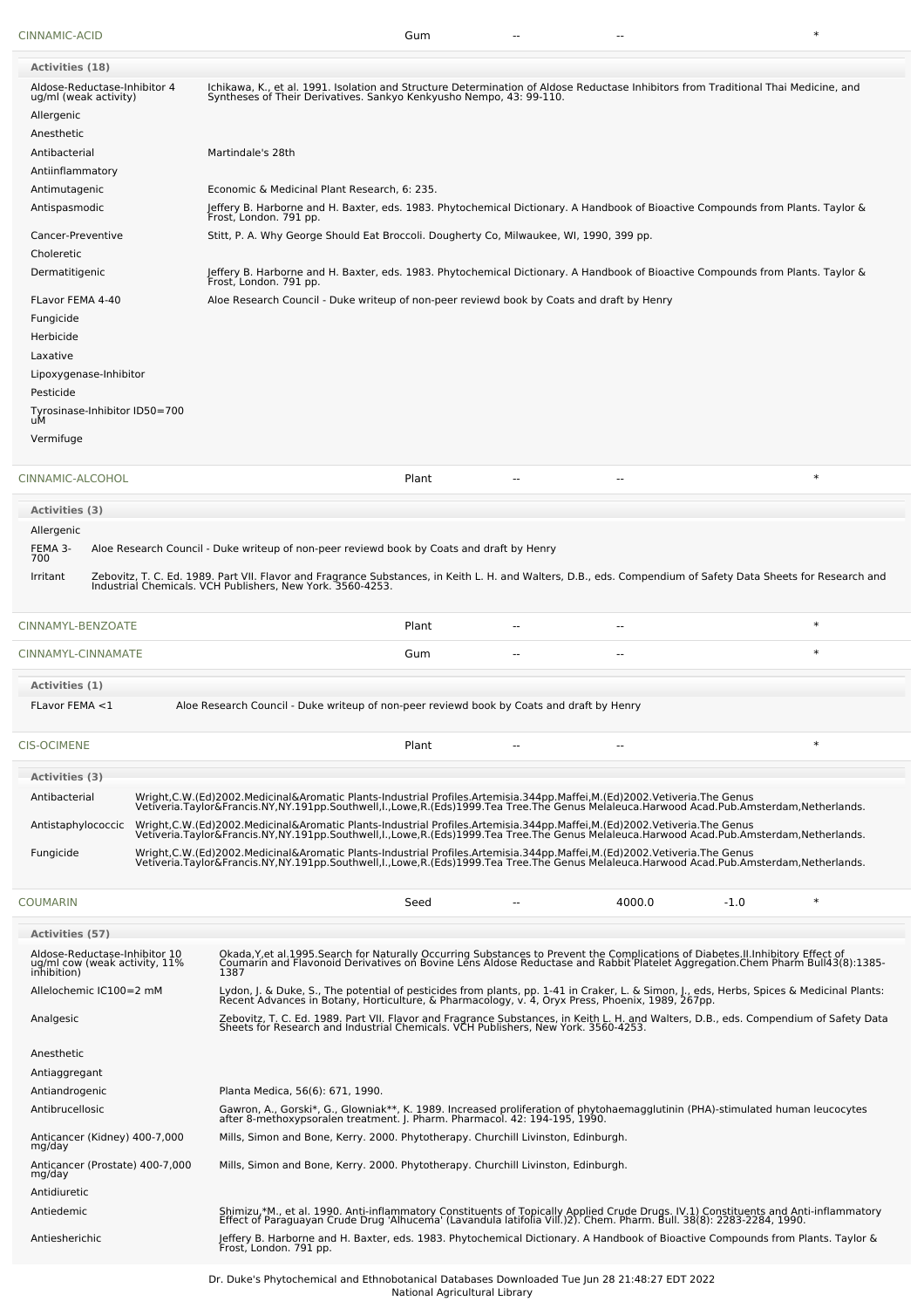| CINNAMIC-ACID | Gum | -- | -- | | * |
|---|---|---|---|---|---|

**Activities (18)**

| Activity | Reference |
|---|---|
| Aldose-Reductase-Inhibitor 4 ug/ml (weak activity) | Ichikawa, K., et al. 1991. Isolation and Structure Determination of Aldose Reductase Inhibitors from Traditional Thai Medicine, and Syntheses of Their Derivatives. Sankyo Kenkyusho Nempo, 43: 99-110. |
| Allergenic | |
| Anesthetic | |
| Antibacterial | Martindale's 28th |
| Antiinflammatory | |
| Antimutagenic | Economic & Medicinal Plant Research, 6: 235. |
| Antispasmodic | Jeffery B. Harborne and H. Baxter, eds. 1983. Phytochemical Dictionary. A Handbook of Bioactive Compounds from Plants. Taylor & Frost, London. 791 pp. |
| Cancer-Preventive | Stitt, P. A. Why George Should Eat Broccoli. Dougherty Co, Milwaukee, WI, 1990, 399 pp. |
| Choleretic | |
| Dermatitigenic | Jeffery B. Harborne and H. Baxter, eds. 1983. Phytochemical Dictionary. A Handbook of Bioactive Compounds from Plants. Taylor & Frost, London. 791 pp. |
| FLavor FEMA 4-40 | Aloe Research Council - Duke writeup of non-peer reviewd book by Coats and draft by Henry |
| Fungicide | |
| Herbicide | |
| Laxative | |
| Lipoxygenase-Inhibitor | |
| Pesticide | |
| Tyrosinase-Inhibitor ID50=700 uM | |
| Vermifuge | |

| CINNAMIC-ALCOHOL | Plant | -- | -- | | * |
|---|---|---|---|---|---|

**Activities (3)**

| Activity | Reference |
|---|---|
| Allergenic | |
| FEMA 3-700 | Aloe Research Council - Duke writeup of non-peer reviewd book by Coats and draft by Henry |
| Irritant | Zebovitz, T. C. Ed. 1989. Part VII. Flavor and Fragrance Substances, in Keith L. H. and Walters, D.B., eds. Compendium of Safety Data Sheets for Research and Industrial Chemicals. VCH Publishers, New York. 3560-4253. |

| CINNAMYL-BENZOATE | Plant | -- | -- | | * |
|---|---|---|---|---|---|

| CINNAMYL-CINNAMATE | Gum | -- | -- | | * |
|---|---|---|---|---|---|

**Activities (1)**

| Activity | Reference |
|---|---|
| FLavor FEMA <1 | Aloe Research Council - Duke writeup of non-peer reviewd book by Coats and draft by Henry |

| CIS-OCIMENE | Plant | -- | -- | | * |
|---|---|---|---|---|---|

**Activities (3)**

| Activity | Reference |
|---|---|
| Antibacterial | Wright,C.W.(Ed)2002.Medicinal&Aromatic Plants-Industrial Profiles.Artemisia.344pp.Maffei,M.(Ed)2002.Vetiveria.The Genus Vetiveria.Taylor&Francis.NY,NY.191pp.Southwell,I.,Lowe,R.(Eds)1999.Tea Tree.The Genus Melaleuca.Harwood Acad.Pub.Amsterdam,Netherlands. |
| Antistaphylococcic | Wright,C.W.(Ed)2002.Medicinal&Aromatic Plants-Industrial Profiles.Artemisia.344pp.Maffei,M.(Ed)2002.Vetiveria.The Genus Vetiveria.Taylor&Francis.NY,NY.191pp.Southwell,I.,Lowe,R.(Eds)1999.Tea Tree.The Genus Melaleuca.Harwood Acad.Pub.Amsterdam,Netherlands. |
| Fungicide | Wright,C.W.(Ed)2002.Medicinal&Aromatic Plants-Industrial Profiles.Artemisia.344pp.Maffei,M.(Ed)2002.Vetiveria.The Genus Vetiveria.Taylor&Francis.NY,NY.191pp.Southwell,I.,Lowe,R.(Eds)1999.Tea Tree.The Genus Melaleuca.Harwood Acad.Pub.Amsterdam,Netherlands. |

| COUMARIN | Seed | -- | 4000.0 | -1.0 | * |
|---|---|---|---|---|---|

**Activities (57)**

| Activity | Reference |
|---|---|
| Aldose-Reductase-Inhibitor 10 ug/ml cow (weak activity, 11% inhibition) | Okada,Y,et al.1995.Search for Naturally Occurring Substances to Prevent the Complications of Diabetes.II.Inhibitory Effect of Coumarin and Flavonoid Derivatives on Bovine Lens Aldose Reductase and Rabbit Platelet Aggregation.Chem Pharm Bull43(8):1385-1387 |
| Allelochemic IC100=2 mM | Lydon, J. & Duke, S., The potential of pesticides from plants, pp. 1-41 in Craker, L. & Simon, J., eds, Herbs, Spices & Medicinal Plants: Recent Advances in Botany, Horticulture, & Pharmacology, v. 4, Oryx Press, Phoenix, 1989, 267pp. |
| Analgesic | Zebovitz, T. C. Ed. 1989. Part VII. Flavor and Fragrance Substances, in Keith L. H. and Walters, D.B., eds. Compendium of Safety Data Sheets for Research and Industrial Chemicals. VCH Publishers, New York. 3560-4253. |
| Anesthetic | |
| Antiaggregant | |
| Antiandrogenic | Planta Medica, 56(6): 671, 1990. |
| Antibrucellosic | Gawron, A., Gorski*, G., Glowniak**, K. 1989. Increased proliferation of phytohaemagglutinin (PHA)-stimulated human leucocytes after 8-methoxypsoralen treatment. J. Pharm. Pharmacol. 42: 194-195, 1990. |
| Anticancer (Kidney) 400-7,000 mg/day | Mills, Simon and Bone, Kerry. 2000. Phytotherapy. Churchill Livinston, Edinburgh. |
| Anticancer (Prostate) 400-7,000 mg/day | Mills, Simon and Bone, Kerry. 2000. Phytotherapy. Churchill Livinston, Edinburgh. |
| Antidiuretic | |
| Antiedemic | Shimizu,*M., et al. 1990. Anti-inflammatory Constituents of Topically Applied Crude Drugs. IV.1) Constituents and Anti-inflammatory Effect of Paraguayan Crude Drug 'Alhucema' (Lavandula latifolia Vill.)2). Chem. Pharm. Bull. 38(8): 2283-2284, 1990. |
| Antiesherichic | Jeffery B. Harborne and H. Baxter, eds. 1983. Phytochemical Dictionary. A Handbook of Bioactive Compounds from Plants. Taylor & Frost, London. 791 pp. |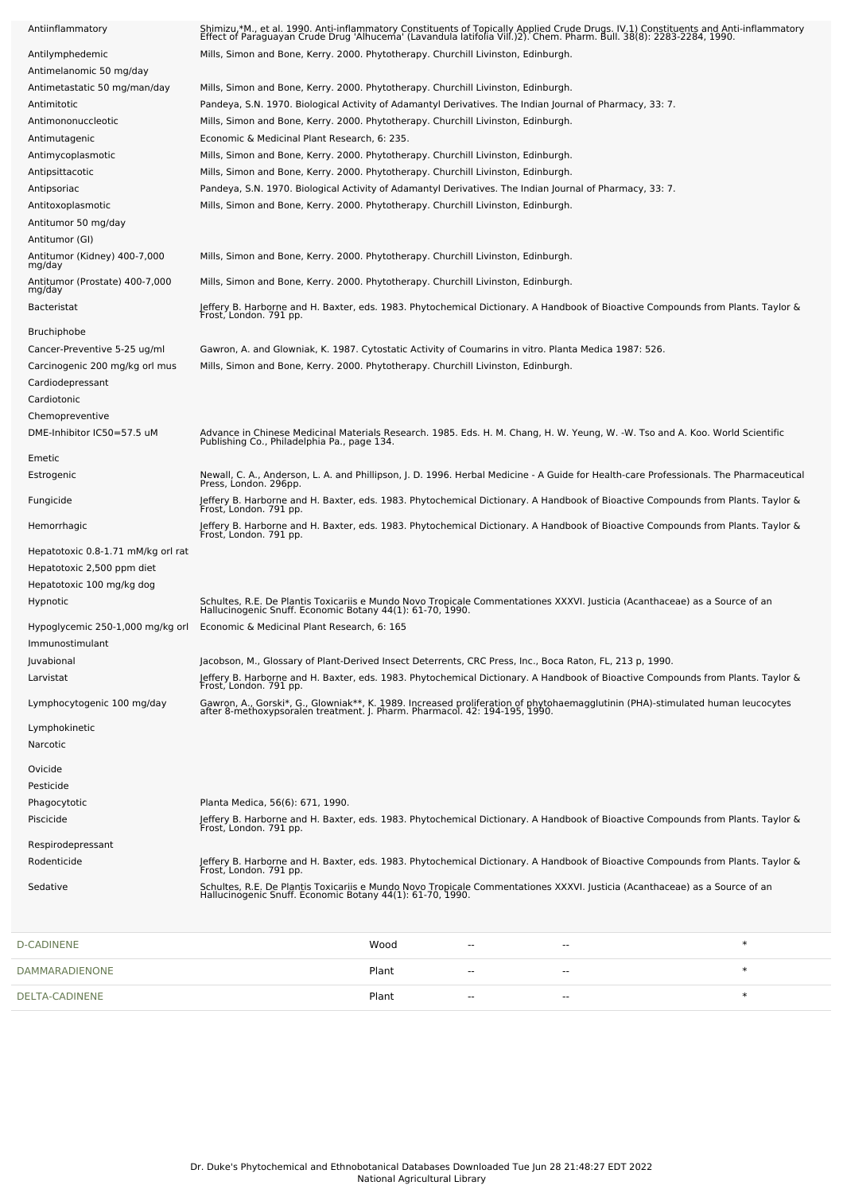| Activity | Reference |
|---|---|
| Antiinflammatory | Shimizu,*M., et al. 1990. Anti-inflammatory Constituents of Topically Applied Crude Drugs. IV.1) Constituents and Anti-inflammatory Effect of Paraguayan Crude Drug 'Alhucema' (Lavandula latifolia Vill.)2). Chem. Pharm. Bull. 38(8): 2283-2284, 1990. |
| Antilymphedemic | Mills, Simon and Bone, Kerry. 2000. Phytotherapy. Churchill Livinston, Edinburgh. |
| Antimelanomic 50 mg/day | |
| Antimetastatic 50 mg/man/day | Mills, Simon and Bone, Kerry. 2000. Phytotherapy. Churchill Livinston, Edinburgh. |
| Antimitotic | Pandeya, S.N. 1970. Biological Activity of Adamantyl Derivatives. The Indian Journal of Pharmacy, 33: 7. |
| Antimononuccleotic | Mills, Simon and Bone, Kerry. 2000. Phytotherapy. Churchill Livinston, Edinburgh. |
| Antimutagenic | Economic & Medicinal Plant Research, 6: 235. |
| Antimycoplasmotic | Mills, Simon and Bone, Kerry. 2000. Phytotherapy. Churchill Livinston, Edinburgh. |
| Antipsittacotic | Mills, Simon and Bone, Kerry. 2000. Phytotherapy. Churchill Livinston, Edinburgh. |
| Antipsoriac | Pandeya, S.N. 1970. Biological Activity of Adamantyl Derivatives. The Indian Journal of Pharmacy, 33: 7. |
| Antitoxoplasmotic | Mills, Simon and Bone, Kerry. 2000. Phytotherapy. Churchill Livinston, Edinburgh. |
| Antitumor 50 mg/day | |
| Antitumor (GI) | |
| Antitumor (Kidney) 400-7,000 mg/day | Mills, Simon and Bone, Kerry. 2000. Phytotherapy. Churchill Livinston, Edinburgh. |
| Antitumor (Prostate) 400-7,000 mg/day | Mills, Simon and Bone, Kerry. 2000. Phytotherapy. Churchill Livinston, Edinburgh. |
| Bacteristat | Jeffery B. Harborne and H. Baxter, eds. 1983. Phytochemical Dictionary. A Handbook of Bioactive Compounds from Plants. Taylor & Frost, London. 791 pp. |
| Bruchiphobe | |
| Cancer-Preventive 5-25 ug/ml | Gawron, A. and Glowniak, K. 1987. Cytostatic Activity of Coumarins in vitro. Planta Medica 1987: 526. |
| Carcinogenic 200 mg/kg orl mus | Mills, Simon and Bone, Kerry. 2000. Phytotherapy. Churchill Livinston, Edinburgh. |
| Cardiodepressant | |
| Cardiotonic | |
| Chemopreventive | |
| DME-Inhibitor IC50=57.5 uM | Advance in Chinese Medicinal Materials Research. 1985. Eds. H. M. Chang, H. W. Yeung, W. -W. Tso and A. Koo. World Scientific Publishing Co., Philadelphia Pa., page 134. |
| Emetic | |
| Estrogenic | Newall, C. A., Anderson, L. A. and Phillipson, J. D. 1996. Herbal Medicine - A Guide for Health-care Professionals. The Pharmaceutical Press, London. 296pp. |
| Fungicide | Jeffery B. Harborne and H. Baxter, eds. 1983. Phytochemical Dictionary. A Handbook of Bioactive Compounds from Plants. Taylor & Frost, London. 791 pp. |
| Hemorrhagic | Jeffery B. Harborne and H. Baxter, eds. 1983. Phytochemical Dictionary. A Handbook of Bioactive Compounds from Plants. Taylor & Frost, London. 791 pp. |
| Hepatotoxic 0.8-1.71 mM/kg orl rat | |
| Hepatotoxic 2,500 ppm diet | |
| Hepatotoxic 100 mg/kg dog | |
| Hypnotic | Schultes, R.E. De Plantis Toxicariis e Mundo Novo Tropicale Commentationes XXXVI. Justicia (Acanthaceae) as a Source of an Hallucinogenic Snuff. Economic Botany 44(1): 61-70, 1990. |
| Hypoglycemic 250-1,000 mg/kg orl | Economic & Medicinal Plant Research, 6: 165 |
| Immunostimulant | |
| Juvabional | Jacobson, M., Glossary of Plant-Derived Insect Deterrents, CRC Press, Inc., Boca Raton, FL, 213 p, 1990. |
| Larvistat | Jeffery B. Harborne and H. Baxter, eds. 1983. Phytochemical Dictionary. A Handbook of Bioactive Compounds from Plants. Taylor & Frost, London. 791 pp. |
| Lymphocytogenic 100 mg/day | Gawron, A., Gorski*, G., Glowniak**, K. 1989. Increased proliferation of phytohaemagglutinin (PHA)-stimulated human leucocytes after 8-methoxypsoralen treatment. J. Pharm. Pharmacol. 42: 194-195, 1990. |
| Lymphokinetic | |
| Narcotic | |
| Ovicide | |
| Pesticide | |
| Phagocytotic | Planta Medica, 56(6): 671, 1990. |
| Piscicide | Jeffery B. Harborne and H. Baxter, eds. 1983. Phytochemical Dictionary. A Handbook of Bioactive Compounds from Plants. Taylor & Frost, London. 791 pp. |
| Respirodepressant | |
| Rodenticide | Jeffery B. Harborne and H. Baxter, eds. 1983. Phytochemical Dictionary. A Handbook of Bioactive Compounds from Plants. Taylor & Frost, London. 791 pp. |
| Sedative | Schultes, R.E. De Plantis Toxicariis e Mundo Novo Tropicale Commentationes XXXVI. Justicia (Acanthaceae) as a Source of an Hallucinogenic Snuff. Economic Botany 44(1): 61-70, 1990. |

| Chemical | Part | | | |
|---|---|---|---|---|
| D-CADINENE | Wood | -- | -- | * |
| DAMMARADIENONE | Plant | -- | -- | * |
| DELTA-CADINENE | Plant | -- | -- | * |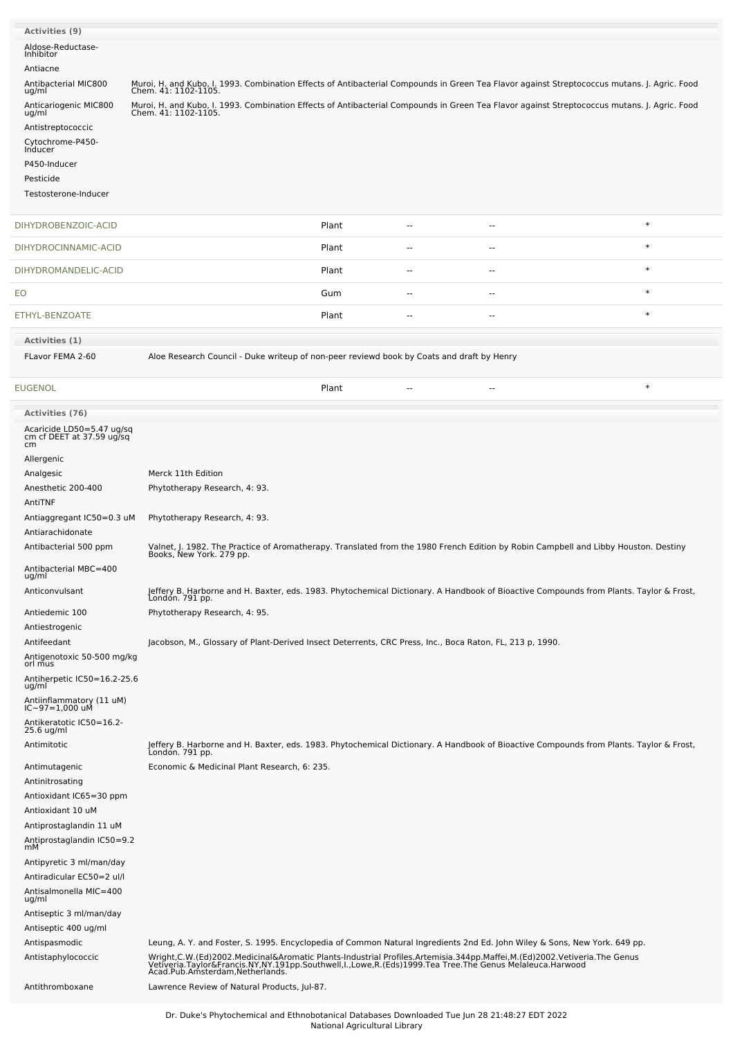**Activities (9)**

| Activity | Reference |
|---|---|
| Aldose-Reductase-Inhibitor | |
| Antiacne | |
| Antibacterial MIC800 ug/ml | Muroi, H. and Kubo, I. 1993. Combination Effects of Antibacterial Compounds in Green Tea Flavor against Streptococcus mutans. J. Agric. Food Chem. 41: 1102-1105. |
| Anticariogenic MIC800 ug/ml | Muroi, H. and Kubo, I. 1993. Combination Effects of Antibacterial Compounds in Green Tea Flavor against Streptococcus mutans. J. Agric. Food Chem. 41: 1102-1105. |
| Antistreptococcic | |
| Cytochrome-P450-Inducer | |
| P450-Inducer | |
| Pesticide | |
| Testosterone-Inducer | |

| Chemical | Part | Low | High | |
|---|---|---|---|---|
| DIHYDROBENZOIC-ACID | Plant | -- | -- | * |
| DIHYDROCINNAMIC-ACID | Plant | -- | -- | * |
| DIHYDROMANDELIC-ACID | Plant | -- | -- | * |
| EO | Gum | -- | -- | * |
| ETHYL-BENZOATE | Plant | -- | -- | * |

**Activities (1)**

| Activity | Reference |
|---|---|
| FLavor FEMA 2-60 | Aloe Research Council - Duke writeup of non-peer reviewd book by Coats and draft by Henry |

| Chemical | Part | Low | High | |
|---|---|---|---|---|
| EUGENOL | Plant | -- | -- | * |

**Activities (76)**

| Activity | Reference |
|---|---|
| Acaricide LD50=5.47 ug/sq cm cf DEET at 37.59 ug/sq cm | |
| Allergenic | |
| Analgesic | Merck 11th Edition |
| Anesthetic 200-400 | Phytotherapy Research, 4: 93. |
| AntiTNF | |
| Antiaggregant IC50=0.3 uM | Phytotherapy Research, 4: 93. |
| Antiarachidonate | |
| Antibacterial 500 ppm | Valnet, J. 1982. The Practice of Aromatherapy. Translated from the 1980 French Edition by Robin Campbell and Libby Houston. Destiny Books, New York. 279 pp. |
| Antibacterial MBC=400 ug/ml | |
| Anticonvulsant | Jeffery B. Harborne and H. Baxter, eds. 1983. Phytochemical Dictionary. A Handbook of Bioactive Compounds from Plants. Taylor & Frost, London. 791 pp. |
| Antiedemic 100 | Phytotherapy Research, 4: 95. |
| Antiestrogenic | |
| Antifeedant | Jacobson, M., Glossary of Plant-Derived Insect Deterrents, CRC Press, Inc., Boca Raton, FL, 213 p, 1990. |
| Antigenotoxic 50-500 mg/kg orl mus | |
| Antiherpetic IC50=16.2-25.6 ug/ml | |
| Antiinflammatory (11 uM) IC~97=1,000 uM | |
| Antikeratotic IC50=16.2-25.6 ug/ml | |
| Antimitotic | Jeffery B. Harborne and H. Baxter, eds. 1983. Phytochemical Dictionary. A Handbook of Bioactive Compounds from Plants. Taylor & Frost, London. 791 pp. |
| Antimutagenic | Economic & Medicinal Plant Research, 6: 235. |
| Antinitrosating | |
| Antioxidant IC65=30 ppm | |
| Antioxidant 10 uM | |
| Antiprostaglandin 11 uM | |
| Antiprostaglandin IC50=9.2 mM | |
| Antipyretic 3 ml/man/day | |
| Antiradicular EC50=2 ul/l | |
| Antisalmonella MIC=400 ug/ml | |
| Antiseptic 3 ml/man/day | |
| Antiseptic 400 ug/ml | |
| Antispasmodic | Leung, A. Y. and Foster, S. 1995. Encyclopedia of Common Natural Ingredients 2nd Ed. John Wiley & Sons, New York. 649 pp. |
| Antistaphylococcic | Wright,C.W.(Ed)2002.Medicinal&Aromatic Plants-Industrial Profiles.Artemisia.344pp.Maffei,M.(Ed)2002.Vetiveria.The Genus Vetiveria.Taylor&Francis.NY,NY.191pp.Southwell,I.,Lowe,R.(Eds)1999.Tea Tree.The Genus Melaleuca.Harwood Acad.Pub.Amsterdam,Netherlands. |
| Antithromboxane | Lawrence Review of Natural Products, Jul-87. |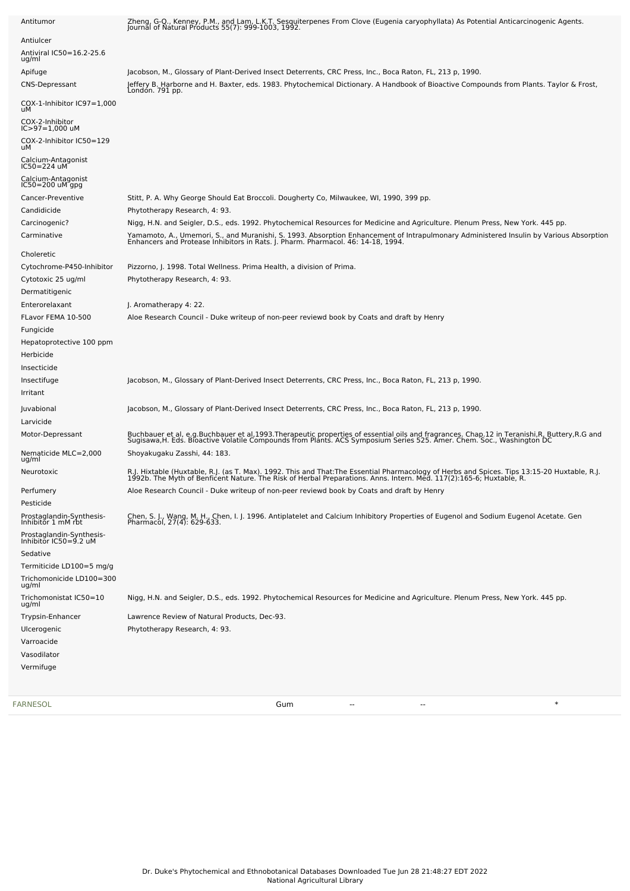| Activity | Reference |
|---|---|
| Antitumor | Zheng, G-Q., Kenney, P.M., and Lam, L.K.T. Sesquiterpenes From Clove (Eugenia caryophyllata) As Potential Anticarcinogenic Agents. Journal of Natural Products 55(7): 999-1003, 1992. |
| Antiulcer | |
| Antiviral IC50=16.2-25.6 ug/ml | |
| Apifuge | Jacobson, M., Glossary of Plant-Derived Insect Deterrents, CRC Press, Inc., Boca Raton, FL, 213 p, 1990. |
| CNS-Depressant | Jeffery B. Harborne and H. Baxter, eds. 1983. Phytochemical Dictionary. A Handbook of Bioactive Compounds from Plants. Taylor & Frost, London. 791 pp. |
| COX-1-Inhibitor IC97=1,000 uM | |
| COX-2-Inhibitor IC>97=1,000 uM | |
| COX-2-Inhibitor IC50=129 uM | |
| Calcium-Antagonist IC50=224 uM | |
| Calcium-Antagonist IC50=200 uM gpg | |
| Cancer-Preventive | Stitt, P. A. Why George Should Eat Broccoli. Dougherty Co, Milwaukee, WI, 1990, 399 pp. |
| Candidicide | Phytotherapy Research, 4: 93. |
| Carcinogenic? | Nigg, H.N. and Seigler, D.S., eds. 1992. Phytochemical Resources for Medicine and Agriculture. Plenum Press, New York. 445 pp. |
| Carminative | Yamamoto, A., Umemori, S., and Muranishi, S. 1993. Absorption Enhancement of Intrapulmonary Administered Insulin by Various Absorption Enhancers and Protease Inhibitors in Rats. J. Pharm. Pharmacol. 46: 14-18, 1994. |
| Choleretic | |
| Cytochrome-P450-Inhibitor | Pizzorno, J. 1998. Total Wellness. Prima Health, a division of Prima. |
| Cytotoxic 25 ug/ml | Phytotherapy Research, 4: 93. |
| Dermatitigenic | |
| Enterorelaxant | J. Aromatherapy 4: 22. |
| FLavor FEMA 10-500 | Aloe Research Council - Duke writeup of non-peer reviewd book by Coats and draft by Henry |
| Fungicide | |
| Hepatoprotective 100 ppm | |
| Herbicide | |
| Insecticide | |
| Insectifuge | Jacobson, M., Glossary of Plant-Derived Insect Deterrents, CRC Press, Inc., Boca Raton, FL, 213 p, 1990. |
| Irritant | |
| Juvabional | Jacobson, M., Glossary of Plant-Derived Insect Deterrents, CRC Press, Inc., Boca Raton, FL, 213 p, 1990. |
| Larvicide | |
| Motor-Depressant | Buchbauer et al, e.g.Buchbauer et al,1993.Therapeutic properties of essential oils and fragrances. Chap.12 in Teranishi,R, Buttery,R.G and Sugisawa,H. Eds. Bioactive Volatile Compounds from Plants. ACS Symposium Series 525. Amer. Chem. Soc., Washington DC |
| Nematicide MLC=2,000 ug/ml | Shoyakugaku Zasshi, 44: 183. |
| Neurotoxic | R.J. Hixtable (Huxtable, R.J. (as T. Max). 1992. This and That:The Essential Pharmacology of Herbs and Spices. Tips 13:15-20 Huxtable, R.J. 1992b. The Myth of Benficent Nature. The Risk of Herbal Preparations. Anns. Intern. Med. 117(2):165-6; Huxtable, R. |
| Perfumery | Aloe Research Council - Duke writeup of non-peer reviewd book by Coats and draft by Henry |
| Pesticide | |
| Prostaglandin-Synthesis-Inhibitor 1 mM rbt | Chen, S. J., Wang, M. H., Chen, I. J. 1996. Antiplatelet and Calcium Inhibitory Properties of Eugenol and Sodium Eugenol Acetate. Gen Pharmacol, 27(4): 629-633. |
| Prostaglandin-Synthesis-Inhibitor IC50=9.2 uM | |
| Sedative | |
| Termiticide LD100=5 mg/g | |
| Trichomonicide LD100=300 ug/ml | |
| Trichomonistat IC50=10 ug/ml | Nigg, H.N. and Seigler, D.S., eds. 1992. Phytochemical Resources for Medicine and Agriculture. Plenum Press, New York. 445 pp. |
| Trypsin-Enhancer | Lawrence Review of Natural Products, Dec-93. |
| Ulcerogenic | Phytotherapy Research, 4: 93. |
| Varroacide | |
| Vasodilator | |
| Vermifuge | |

| Chemical | Part | Low | High | |
|---|---|---|---|---|
| FARNESOL | Gum | -- | -- | * |

Dr. Duke's Phytochemical and Ethnobotanical Databases Downloaded Tue Jun 28 21:48:27 EDT 2022
National Agricultural Library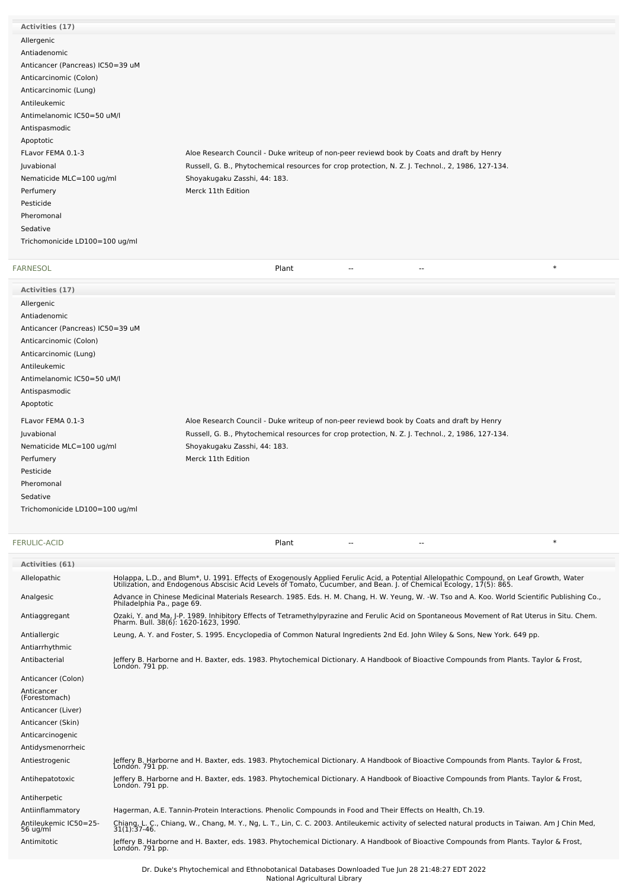**Activities (17)**

| Activity | Reference |
|---|---|
| Allergenic | |
| Antiadenomic | |
| Anticancer (Pancreas) IC50=39 uM | |
| Anticarcinomic (Colon) | |
| Anticarcinomic (Lung) | |
| Antileukemic | |
| Antimelanomic IC50=50 uM/l | |
| Antispasmodic | |
| Apoptotic | |
| FLavor FEMA 0.1-3 | Aloe Research Council - Duke writeup of non-peer reviewd book by Coats and draft by Henry |
| Juvabional | Russell, G. B., Phytochemical resources for crop protection, N. Z. J. Technol., 2, 1986, 127-134. |
| Nematicide MLC=100 ug/ml | Shoyakugaku Zasshi, 44: 183. |
| Perfumery | Merck 11th Edition |
| Pesticide | |
| Pheromonal | |
| Sedative | |
| Trichomonicide LD100=100 ug/ml | |

| FARNESOL | Plant | -- | -- | * |
|---|---|---|---|---|

**Activities (17)**

| Activity | Reference |
|---|---|
| Allergenic | |
| Antiadenomic | |
| Anticancer (Pancreas) IC50=39 uM | |
| Anticarcinomic (Colon) | |
| Anticarcinomic (Lung) | |
| Antileukemic | |
| Antimelanomic IC50=50 uM/l | |
| Antispasmodic | |
| Apoptotic | |
| FLavor FEMA 0.1-3 | Aloe Research Council - Duke writeup of non-peer reviewd book by Coats and draft by Henry |
| Juvabional | Russell, G. B., Phytochemical resources for crop protection, N. Z. J. Technol., 2, 1986, 127-134. |
| Nematicide MLC=100 ug/ml | Shoyakugaku Zasshi, 44: 183. |
| Perfumery | Merck 11th Edition |
| Pesticide | |
| Pheromonal | |
| Sedative | |
| Trichomonicide LD100=100 ug/ml | |

| FERULIC-ACID | Plant | -- | -- | * |
|---|---|---|---|---|

**Activities (61)**

| Activity | Reference |
|---|---|
| Allelopathic | Holappa, L.D., and Blum*, U. 1991. Effects of Exogenously Applied Ferulic Acid, a Potential Allelopathic Compound, on Leaf Growth, Water Utilization, and Endogenous Abscisic Acid Levels of Tomato, Cucumber, and Bean. J. of Chemical Ecology, 17(5): 865. |
| Analgesic | Advance in Chinese Medicinal Materials Research. 1985. Eds. H. M. Chang, H. W. Yeung, W. -W. Tso and A. Koo. World Scientific Publishing Co., Philadelphia Pa., page 69. |
| Antiaggregant | Ozaki, Y. and Ma, J-P. 1989. Inhibitory Effects of Tetramethylpyrazine and Ferulic Acid on Spontaneous Movement of Rat Uterus in Situ. Chem. Pharm. Bull. 38(6): 1620-1623, 1990. |
| Antiallergic | Leung, A. Y. and Foster, S. 1995. Encyclopedia of Common Natural Ingredients 2nd Ed. John Wiley & Sons, New York. 649 pp. |
| Antiarrhythmic | |
| Antibacterial | Jeffery B. Harborne and H. Baxter, eds. 1983. Phytochemical Dictionary. A Handbook of Bioactive Compounds from Plants. Taylor & Frost, London. 791 pp. |
| Anticancer (Colon) | |
| Anticancer (Forestomach) | |
| Anticancer (Liver) | |
| Anticancer (Skin) | |
| Anticarcinogenic | |
| Antidysmenorrheic | |
| Antiestrogenic | Jeffery B. Harborne and H. Baxter, eds. 1983. Phytochemical Dictionary. A Handbook of Bioactive Compounds from Plants. Taylor & Frost, London. 791 pp. |
| Antihepatotoxic | Jeffery B. Harborne and H. Baxter, eds. 1983. Phytochemical Dictionary. A Handbook of Bioactive Compounds from Plants. Taylor & Frost, London. 791 pp. |
| Antiherpetic | |
| Antiinflammatory | Hagerman, A.E. Tannin-Protein Interactions. Phenolic Compounds in Food and Their Effects on Health, Ch.19. |
| Antileukemic IC50=25-56 ug/ml | Chiang, L. C., Chiang, W., Chang, M. Y., Ng, L. T., Lin, C. C. 2003. Antileukemic activity of selected natural products in Taiwan. Am J Chin Med, 31(1):37-46. |
| Antimitotic | Jeffery B. Harborne and H. Baxter, eds. 1983. Phytochemical Dictionary. A Handbook of Bioactive Compounds from Plants. Taylor & Frost, London. 791 pp. |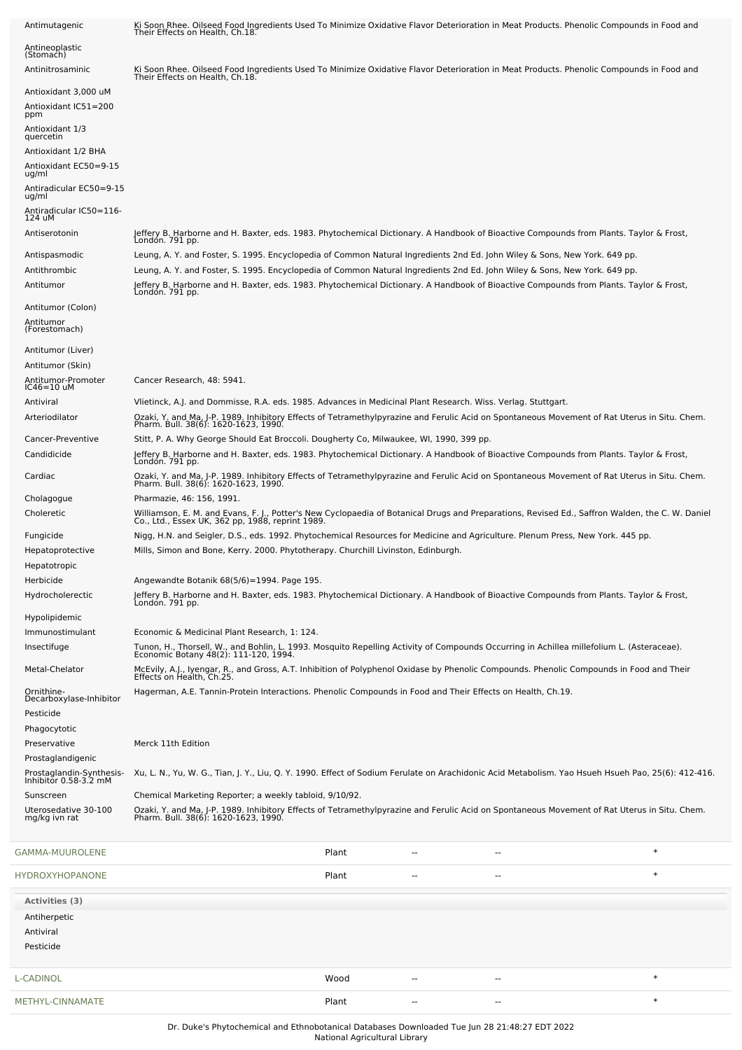| Activity | Reference |
|---|---|
| Antimutagenic | Ki Soon Rhee. Oilseed Food Ingredients Used To Minimize Oxidative Flavor Deterioration in Meat Products. Phenolic Compounds in Food and Their Effects on Health, Ch.18. |
| Antineoplastic (Stomach) | |
| Antinitrosaminic | Ki Soon Rhee. Oilseed Food Ingredients Used To Minimize Oxidative Flavor Deterioration in Meat Products. Phenolic Compounds in Food and Their Effects on Health, Ch.18. |
| Antioxidant 3,000 uM | |
| Antioxidant IC51=200 ppm | |
| Antioxidant 1/3 quercetin | |
| Antioxidant 1/2 BHA | |
| Antioxidant EC50=9-15 ug/ml | |
| Antiradicular EC50=9-15 ug/ml | |
| Antiradicular IC50=116-124 uM | |
| Antiserotonin | Jeffery B. Harborne and H. Baxter, eds. 1983. Phytochemical Dictionary. A Handbook of Bioactive Compounds from Plants. Taylor & Frost, London. 791 pp. |
| Antispasmodic | Leung, A. Y. and Foster, S. 1995. Encyclopedia of Common Natural Ingredients 2nd Ed. John Wiley & Sons, New York. 649 pp. |
| Antithrombic | Leung, A. Y. and Foster, S. 1995. Encyclopedia of Common Natural Ingredients 2nd Ed. John Wiley & Sons, New York. 649 pp. |
| Antitumor | Jeffery B. Harborne and H. Baxter, eds. 1983. Phytochemical Dictionary. A Handbook of Bioactive Compounds from Plants. Taylor & Frost, London. 791 pp. |
| Antitumor (Colon) | |
| Antitumor (Forestomach) | |
| Antitumor (Liver) | |
| Antitumor (Skin) | |
| Antitumor-Promoter IC46=10 uM | Cancer Research, 48: 5941. |
| Antiviral | Vlietinck, A.J. and Dommisse, R.A. eds. 1985. Advances in Medicinal Plant Research. Wiss. Verlag. Stuttgart. |
| Arteriodilator | Ozaki, Y. and Ma, J-P. 1989. Inhibitory Effects of Tetramethylpyrazine and Ferulic Acid on Spontaneous Movement of Rat Uterus in Situ. Chem. Pharm. Bull. 38(6): 1620-1623, 1990. |
| Cancer-Preventive | Stitt, P. A. Why George Should Eat Broccoli. Dougherty Co, Milwaukee, WI, 1990, 399 pp. |
| Candidicide | Jeffery B. Harborne and H. Baxter, eds. 1983. Phytochemical Dictionary. A Handbook of Bioactive Compounds from Plants. Taylor & Frost, London. 791 pp. |
| Cardiac | Ozaki, Y. and Ma, J-P. 1989. Inhibitory Effects of Tetramethylpyrazine and Ferulic Acid on Spontaneous Movement of Rat Uterus in Situ. Chem. Pharm. Bull. 38(6): 1620-1623, 1990. |
| Cholagogue | Pharmazie, 46: 156, 1991. |
| Choleretic | Williamson, E. M. and Evans, F. J., Potter's New Cyclopaedia of Botanical Drugs and Preparations, Revised Ed., Saffron Walden, the C. W. Daniel Co., Ltd., Essex UK, 362 pp, 1988, reprint 1989. |
| Fungicide | Nigg, H.N. and Seigler, D.S., eds. 1992. Phytochemical Resources for Medicine and Agriculture. Plenum Press, New York. 445 pp. |
| Hepatoprotective | Mills, Simon and Bone, Kerry. 2000. Phytotherapy. Churchill Livinston, Edinburgh. |
| Hepatotropic | |
| Herbicide | Angewandte Botanik 68(5/6)=1994. Page 195. |
| Hydrocholerectic | Jeffery B. Harborne and H. Baxter, eds. 1983. Phytochemical Dictionary. A Handbook of Bioactive Compounds from Plants. Taylor & Frost, London. 791 pp. |
| Hypolipidemic | |
| Immunostimulant | Economic & Medicinal Plant Research, 1: 124. |
| Insectifuge | Tunon, H., Thorsell, W., and Bohlin, L. 1993. Mosquito Repelling Activity of Compounds Occurring in Achillea millefolium L. (Asteraceae). Economic Botany 48(2): 111-120, 1994. |
| Metal-Chelator | McEvily, A.J., Iyengar, R., and Gross, A.T. Inhibition of Polyphenol Oxidase by Phenolic Compounds. Phenolic Compounds in Food and Their Effects on Health, Ch.25. |
| Ornithine-Decarboxylase-Inhibitor | Hagerman, A.E. Tannin-Protein Interactions. Phenolic Compounds in Food and Their Effects on Health, Ch.19. |
| Pesticide | |
| Phagocytotic | |
| Preservative | Merck 11th Edition |
| Prostaglandigenic | |
| Prostaglandin-Synthesis-Inhibitor 0.58-3.2 mM | Xu, L. N., Yu, W. G., Tian, J. Y., Liu, Q. Y. 1990. Effect of Sodium Ferulate on Arachidonic Acid Metabolism. Yao Hsueh Hsueh Pao, 25(6): 412-416. |
| Sunscreen | Chemical Marketing Reporter; a weekly tabloid, 9/10/92. |
| Uterosedative 30-100 mg/kg ivn rat | Ozaki, Y. and Ma, J-P. 1989. Inhibitory Effects of Tetramethylpyrazine and Ferulic Acid on Spontaneous Movement of Rat Uterus in Situ. Chem. Pharm. Bull. 38(6): 1620-1623, 1990. |

| Chemical | Part | Low PPM | High PPM | Ref |
|---|---|---|---|---|
| GAMMA-MUUROLENE | Plant | -- | -- | * |
| HYDROXYHOPANONE | Plant | -- | -- | * |

**Activities (3)**

Antiherpetic

Antiviral

Pesticide

| Chemical | Part | Low PPM | High PPM | Ref |
|---|---|---|---|---|
| L-CADINOL | Wood | -- | -- | * |
| METHYL-CINNAMATE | Plant | -- | -- | * |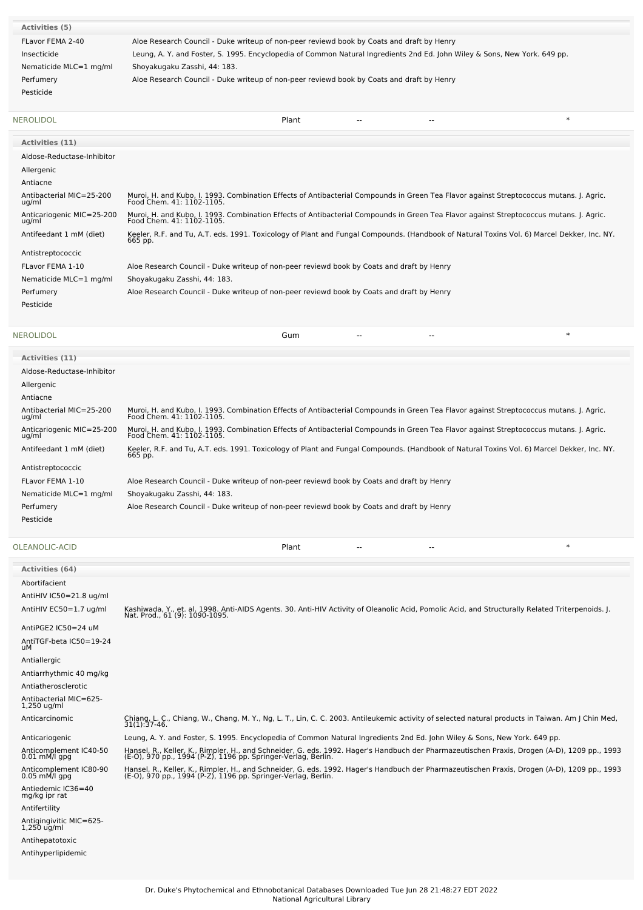| Activities (5) | |
|---|---|
| FLavor FEMA 2-40 | Aloe Research Council - Duke writeup of non-peer reviewd book by Coats and draft by Henry |
| Insecticide | Leung, A. Y. and Foster, S. 1995. Encyclopedia of Common Natural Ingredients 2nd Ed. John Wiley & Sons, New York. 649 pp. |
| Nematicide MLC=1 mg/ml | Shoyakugaku Zasshi, 44: 183. |
| Perfumery | Aloe Research Council - Duke writeup of non-peer reviewd book by Coats and draft by Henry |
| Pesticide | |

| NEROLIDOL | Plant | -- | -- | * |
|---|---|---|---|---|

| Activities (11) | |
|---|---|
| Aldose-Reductase-Inhibitor | |
| Allergenic | |
| Antiacne | |
| Antibacterial MIC=25-200 ug/ml | Muroi, H. and Kubo, I. 1993. Combination Effects of Antibacterial Compounds in Green Tea Flavor against Streptococcus mutans. J. Agric. Food Chem. 41: 1102-1105. |
| Anticariogenic MIC=25-200 ug/ml | Muroi, H. and Kubo, I. 1993. Combination Effects of Antibacterial Compounds in Green Tea Flavor against Streptococcus mutans. J. Agric. Food Chem. 41: 1102-1105. |
| Antifeedant 1 mM (diet) | Keeler, R.F. and Tu, A.T. eds. 1991. Toxicology of Plant and Fungal Compounds. (Handbook of Natural Toxins Vol. 6) Marcel Dekker, Inc. NY. 665 pp. |
| Antistreptococcic | |
| FLavor FEMA 1-10 | Aloe Research Council - Duke writeup of non-peer reviewd book by Coats and draft by Henry |
| Nematicide MLC=1 mg/ml | Shoyakugaku Zasshi, 44: 183. |
| Perfumery | Aloe Research Council - Duke writeup of non-peer reviewd book by Coats and draft by Henry |
| Pesticide | |

| NEROLIDOL | Gum | -- | -- | * |
|---|---|---|---|---|

| Activities (11) | |
|---|---|
| Aldose-Reductase-Inhibitor | |
| Allergenic | |
| Antiacne | |
| Antibacterial MIC=25-200 ug/ml | Muroi, H. and Kubo, I. 1993. Combination Effects of Antibacterial Compounds in Green Tea Flavor against Streptococcus mutans. J. Agric. Food Chem. 41: 1102-1105. |
| Anticariogenic MIC=25-200 ug/ml | Muroi, H. and Kubo, I. 1993. Combination Effects of Antibacterial Compounds in Green Tea Flavor against Streptococcus mutans. J. Agric. Food Chem. 41: 1102-1105. |
| Antifeedant 1 mM (diet) | Keeler, R.F. and Tu, A.T. eds. 1991. Toxicology of Plant and Fungal Compounds. (Handbook of Natural Toxins Vol. 6) Marcel Dekker, Inc. NY. 665 pp. |
| Antistreptococcic | |
| FLavor FEMA 1-10 | Aloe Research Council - Duke writeup of non-peer reviewd book by Coats and draft by Henry |
| Nematicide MLC=1 mg/ml | Shoyakugaku Zasshi, 44: 183. |
| Perfumery | Aloe Research Council - Duke writeup of non-peer reviewd book by Coats and draft by Henry |
| Pesticide | |

| OLEANOLIC-ACID | Plant | -- | -- | * |
|---|---|---|---|---|

| Activities (64) | |
|---|---|
| Abortifacient | |
| AntiHIV IC50=21.8 ug/ml | |
| AntiHIV EC50=1.7 ug/ml | Kashiwada, Y., et. al. 1998. Anti-AIDS Agents. 30. Anti-HIV Activity of Oleanolic Acid, Pomolic Acid, and Structurally Related Triterpenoids. J. Nat. Prod., 61 (9): 1090-1095. |
| AntiPGE2 IC50=24 uM | |
| AntiTGF-beta IC50=19-24 uM | |
| Antiallergic | |
| Antiarrhythmic 40 mg/kg | |
| Antiatherosclerotic | |
| Antibacterial MIC=625-1,250 ug/ml | |
| Anticarcinomic | Chiang, L. C., Chiang, W., Chang, M. Y., Ng, L. T., Lin, C. C. 2003. Antileukemic activity of selected natural products in Taiwan. Am J Chin Med, 31(1):37-46. |
| Anticariogenic | Leung, A. Y. and Foster, S. 1995. Encyclopedia of Common Natural Ingredients 2nd Ed. John Wiley & Sons, New York. 649 pp. |
| Anticomplement IC40-50 0.01 mM/l gpg | Hansel, R., Keller, K., Rimpler, H., and Schneider, G. eds. 1992. Hager's Handbuch der Pharmazeutischen Praxis, Drogen (A-D), 1209 pp., 1993 (E-O), 970 pp., 1994 (P-Z), 1196 pp. Springer-Verlag, Berlin. |
| Anticomplement IC80-90 0.05 mM/l gpg | Hansel, R., Keller, K., Rimpler, H., and Schneider, G. eds. 1992. Hager's Handbuch der Pharmazeutischen Praxis, Drogen (A-D), 1209 pp., 1993 (E-O), 970 pp., 1994 (P-Z), 1196 pp. Springer-Verlag, Berlin. |
| Antiedemic IC36=40 mg/kg ipr rat | |
| Antifertility | |
| Antigingivitic MIC=625-1,250 ug/ml | |
| Antihepatotoxic | |
| Antihyperlipidemic | |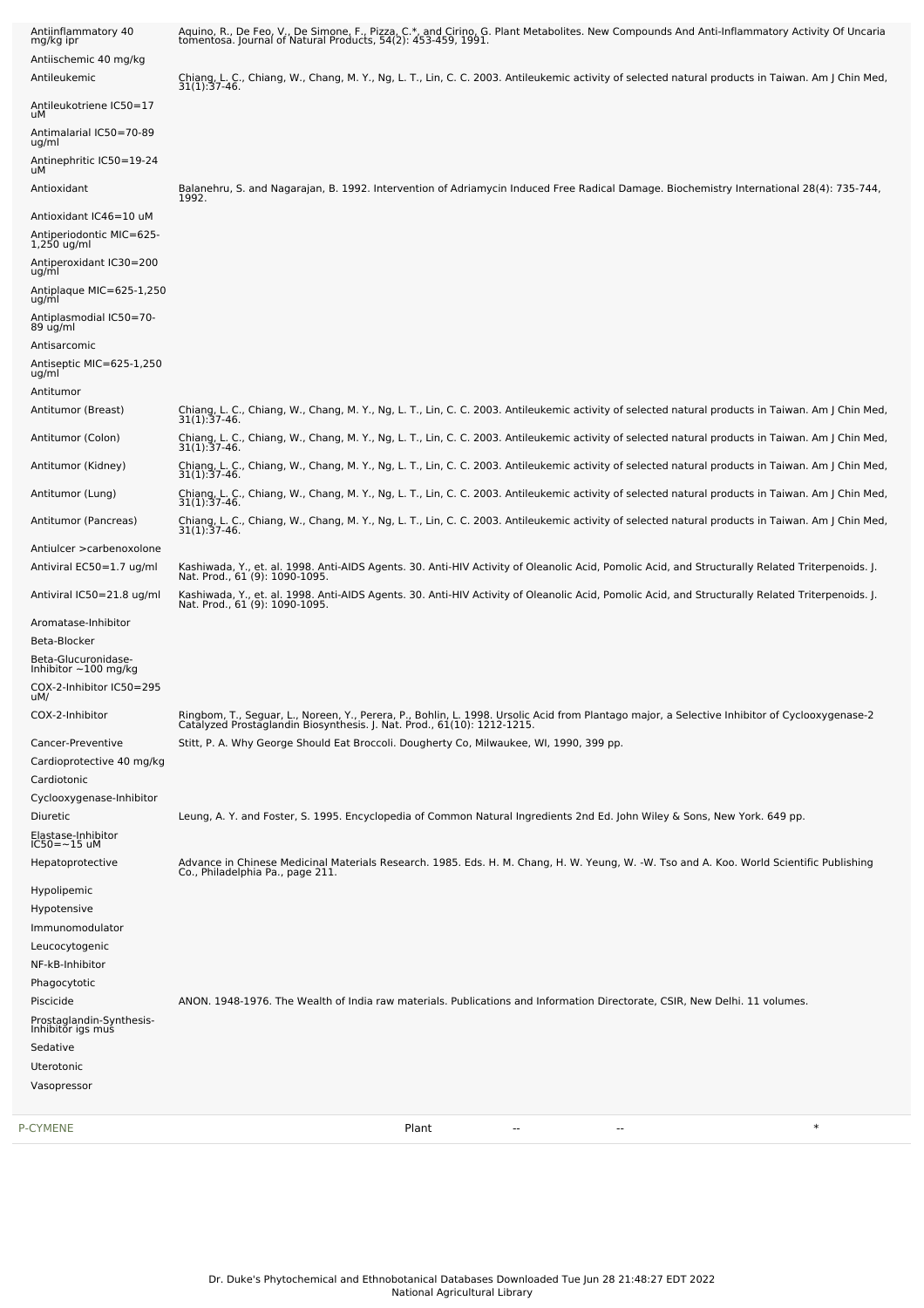| Activity | Reference |
|---|---|
| Antiinflammatory 40 mg/kg ipr | Aquino, R., De Feo, V., De Simone, F., Pizza, C.*, and Cirino, G. Plant Metabolites. New Compounds And Anti-Inflammatory Activity Of Uncaria tomentosa. Journal of Natural Products, 54(2): 453-459, 1991. |
| Antiischemic 40 mg/kg | |
| Antileukemic | Chiang, L. C., Chiang, W., Chang, M. Y., Ng, L. T., Lin, C. C. 2003. Antileukemic activity of selected natural products in Taiwan. Am J Chin Med, 31(1):37-46. |
| Antileukotriene IC50=17 uM | |
| Antimalarial IC50=70-89 ug/ml | |
| Antinephritic IC50=19-24 uM | |
| Antioxidant | Balanehru, S. and Nagarajan, B. 1992. Intervention of Adriamycin Induced Free Radical Damage. Biochemistry International 28(4): 735-744, 1992. |
| Antioxidant IC46=10 uM | |
| Antiperiodontic MIC=625-1,250 ug/ml | |
| Antiperoxidant IC30=200 ug/ml | |
| Antiplaque MIC=625-1,250 ug/ml | |
| Antiplasmodial IC50=70-89 ug/ml | |
| Antisarcomic | |
| Antiseptic MIC=625-1,250 ug/ml | |
| Antitumor | |
| Antitumor (Breast) | Chiang, L. C., Chiang, W., Chang, M. Y., Ng, L. T., Lin, C. C. 2003. Antileukemic activity of selected natural products in Taiwan. Am J Chin Med, 31(1):37-46. |
| Antitumor (Colon) | Chiang, L. C., Chiang, W., Chang, M. Y., Ng, L. T., Lin, C. C. 2003. Antileukemic activity of selected natural products in Taiwan. Am J Chin Med, 31(1):37-46. |
| Antitumor (Kidney) | Chiang, L. C., Chiang, W., Chang, M. Y., Ng, L. T., Lin, C. C. 2003. Antileukemic activity of selected natural products in Taiwan. Am J Chin Med, 31(1):37-46. |
| Antitumor (Lung) | Chiang, L. C., Chiang, W., Chang, M. Y., Ng, L. T., Lin, C. C. 2003. Antileukemic activity of selected natural products in Taiwan. Am J Chin Med, 31(1):37-46. |
| Antitumor (Pancreas) | Chiang, L. C., Chiang, W., Chang, M. Y., Ng, L. T., Lin, C. C. 2003. Antileukemic activity of selected natural products in Taiwan. Am J Chin Med, 31(1):37-46. |
| Antiulcer >carbenoxolone | |
| Antiviral EC50=1.7 ug/ml | Kashiwada, Y., et. al. 1998. Anti-AIDS Agents. 30. Anti-HIV Activity of Oleanolic Acid, Pomolic Acid, and Structurally Related Triterpenoids. J. Nat. Prod., 61 (9): 1090-1095. |
| Antiviral IC50=21.8 ug/ml | Kashiwada, Y., et. al. 1998. Anti-AIDS Agents. 30. Anti-HIV Activity of Oleanolic Acid, Pomolic Acid, and Structurally Related Triterpenoids. J. Nat. Prod., 61 (9): 1090-1095. |
| Aromatase-Inhibitor | |
| Beta-Blocker | |
| Beta-Glucuronidase-Inhibitor ~100 mg/kg | |
| COX-2-Inhibitor IC50=295 uM/ | |
| COX-2-Inhibitor | Ringbom, T., Seguar, L., Noreen, Y., Perera, P., Bohlin, L. 1998. Ursolic Acid from Plantago major, a Selective Inhibitor of Cyclooxygenase-2 Catalyzed Prostaglandin Biosynthesis. J. Nat. Prod., 61(10): 1212-1215. |
| Cancer-Preventive | Stitt, P. A. Why George Should Eat Broccoli. Dougherty Co, Milwaukee, WI, 1990, 399 pp. |
| Cardioprotective 40 mg/kg | |
| Cardiotonic | |
| Cyclooxygenase-Inhibitor | |
| Diuretic | Leung, A. Y. and Foster, S. 1995. Encyclopedia of Common Natural Ingredients 2nd Ed. John Wiley & Sons, New York. 649 pp. |
| Elastase-Inhibitor IC50=~15 uM | |
| Hepatoprotective | Advance in Chinese Medicinal Materials Research. 1985. Eds. H. M. Chang, H. W. Yeung, W. -W. Tso and A. Koo. World Scientific Publishing Co., Philadelphia Pa., page 211. |
| Hypolipemic | |
| Hypotensive | |
| Immunomodulator | |
| Leucocytogenic | |
| NF-kB-Inhibitor | |
| Phagocytotic | |
| Piscicide | ANON. 1948-1976. The Wealth of India raw materials. Publications and Information Directorate, CSIR, New Delhi. 11 volumes. |
| Prostaglandin-Synthesis-Inhibitor igs mus | |
| Sedative | |
| Uterotonic | |
| Vasopressor | |

| Chemical | Part | Low PPM | High PPM | StdDev | Reference |
|---|---|---|---|---|---|
| P-CYMENE | Plant | -- | -- | * | |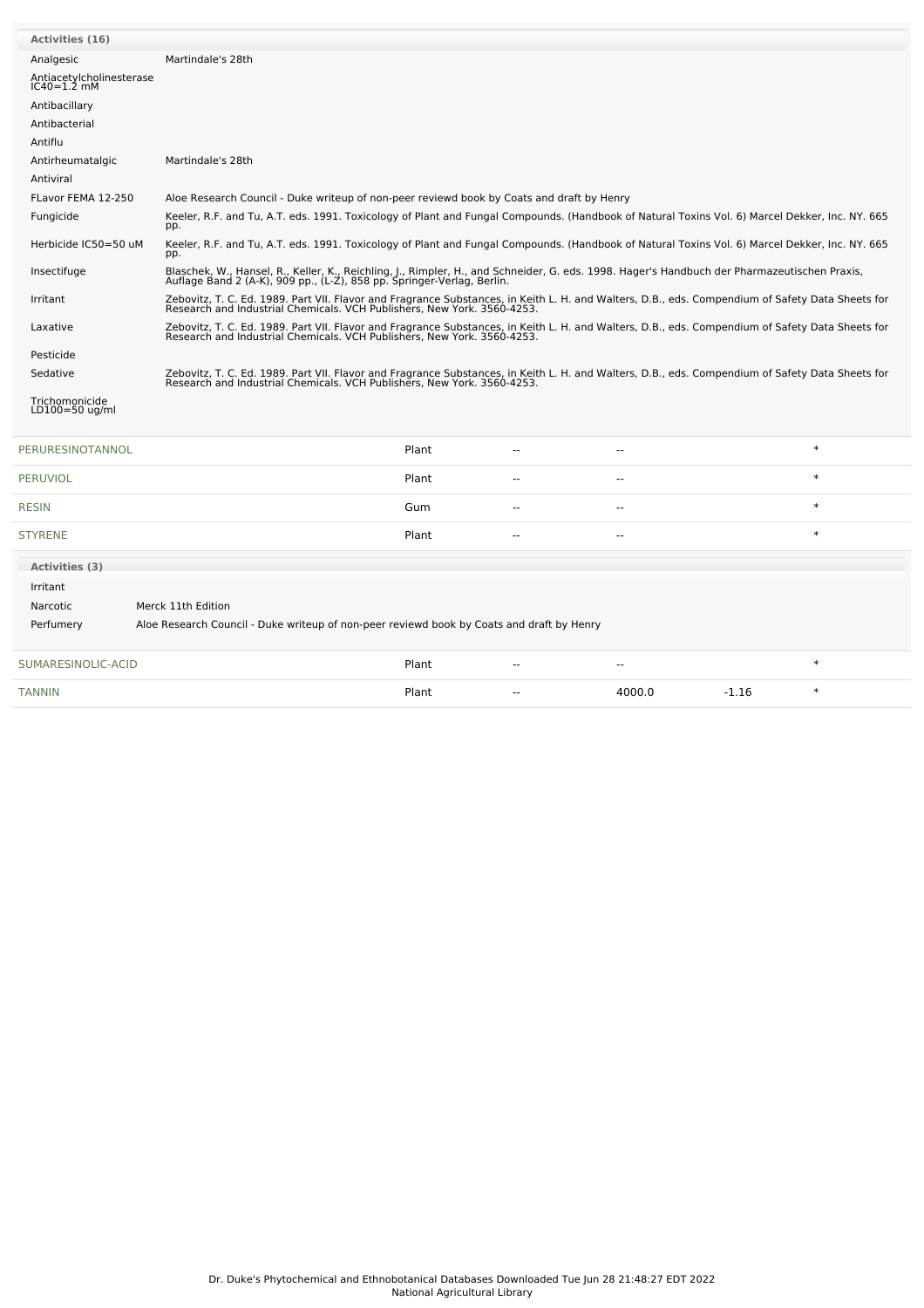**Activities (16)**

| Activity | Reference |
|---|---|
| Analgesic | Martindale's 28th |
| Antiacetylcholinesterase IC40=1.2 mM | |
| Antibacillary | |
| Antibacterial | |
| Antiflu | |
| Antirheumatalgic | Martindale's 28th |
| Antiviral | |
| FLavor FEMA 12-250 | Aloe Research Council - Duke writeup of non-peer reviewd book by Coats and draft by Henry |
| Fungicide | Keeler, R.F. and Tu, A.T. eds. 1991. Toxicology of Plant and Fungal Compounds. (Handbook of Natural Toxins Vol. 6) Marcel Dekker, Inc. NY. 665 pp. |
| Herbicide IC50=50 uM | Keeler, R.F. and Tu, A.T. eds. 1991. Toxicology of Plant and Fungal Compounds. (Handbook of Natural Toxins Vol. 6) Marcel Dekker, Inc. NY. 665 pp. |
| Insectifuge | Blaschek, W., Hansel, R., Keller, K., Reichling, J., Rimpler, H., and Schneider, G. eds. 1998. Hager's Handbuch der Pharmazeutischen Praxis, Auflage Band 2 (A-K), 909 pp., (L-Z), 858 pp. Springer-Verlag, Berlin. |
| Irritant | Zebovitz, T. C. Ed. 1989. Part VII. Flavor and Fragrance Substances, in Keith L. H. and Walters, D.B., eds. Compendium of Safety Data Sheets for Research and Industrial Chemicals. VCH Publishers, New York. 3560-4253. |
| Laxative | Zebovitz, T. C. Ed. 1989. Part VII. Flavor and Fragrance Substances, in Keith L. H. and Walters, D.B., eds. Compendium of Safety Data Sheets for Research and Industrial Chemicals. VCH Publishers, New York. 3560-4253. |
| Pesticide | |
| Sedative | Zebovitz, T. C. Ed. 1989. Part VII. Flavor and Fragrance Substances, in Keith L. H. and Walters, D.B., eds. Compendium of Safety Data Sheets for Research and Industrial Chemicals. VCH Publishers, New York. 3560-4253. |
| Trichomonicide LD100=50 ug/ml | |

| Chemical | Part | Low PPM | High PPM | StdDev | Reference |
|---|---|---|---|---|---|
| PERURESINOTANNOL | Plant | -- | -- | | * |
| PERUVIOL | Plant | -- | -- | | * |
| RESIN | Gum | -- | -- | | * |
| STYRENE | Plant | -- | -- | | * |

**Activities (3)**

| Activity | Reference |
|---|---|
| Irritant | |
| Narcotic | Merck 11th Edition |
| Perfumery | Aloe Research Council - Duke writeup of non-peer reviewd book by Coats and draft by Henry |

| Chemical | Part | Low PPM | High PPM | StdDev | Reference |
|---|---|---|---|---|---|
| SUMARESINOLIC-ACID | Plant | -- | -- | | * |
| TANNIN | Plant | -- | 4000.0 | -1.16 | * |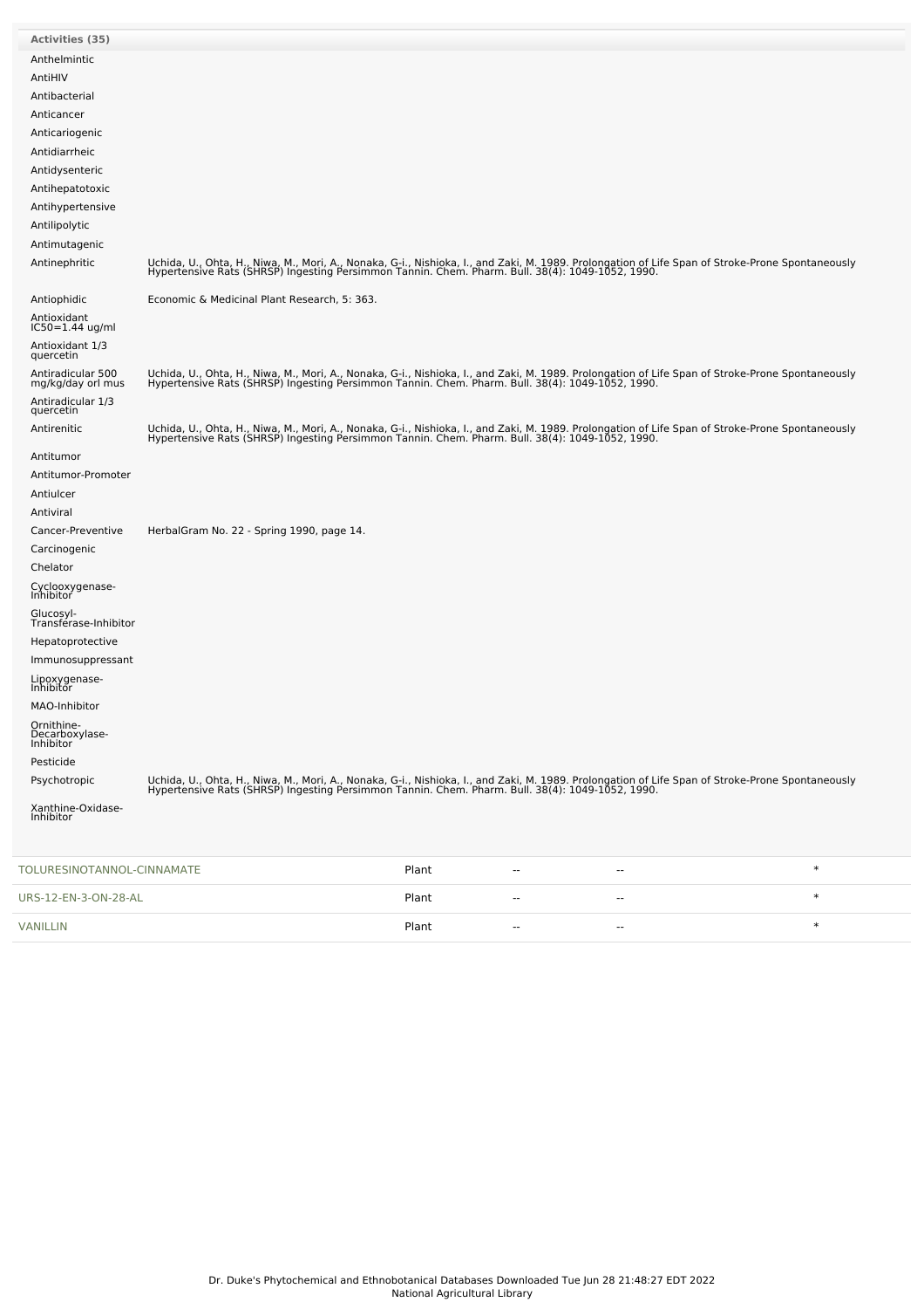| Activities (35) | |
|---|---|
| Anthelmintic | |
| AntiHIV | |
| Antibacterial | |
| Anticancer | |
| Anticariogenic | |
| Antidiarrheic | |
| Antidysenteric | |
| Antihepatotoxic | |
| Antihypertensive | |
| Antilipolytic | |
| Antimutagenic | |
| Antinephritic | Uchida, U., Ohta, H., Niwa, M., Mori, A., Nonaka, G-i., Nishioka, I., and Zaki, M. 1989. Prolongation of Life Span of Stroke-Prone Spontaneously Hypertensive Rats (SHRSP) Ingesting Persimmon Tannin. Chem. Pharm. Bull. 38(4): 1049-1052, 1990. |
| Antiophidic | Economic & Medicinal Plant Research, 5: 363. |
| Antioxidant IC50=1.44 ug/ml | |
| Antioxidant 1/3 quercetin | |
| Antiradicular 500 mg/kg/day orl mus | Uchida, U., Ohta, H., Niwa, M., Mori, A., Nonaka, G-i., Nishioka, I., and Zaki, M. 1989. Prolongation of Life Span of Stroke-Prone Spontaneously Hypertensive Rats (SHRSP) Ingesting Persimmon Tannin. Chem. Pharm. Bull. 38(4): 1049-1052, 1990. |
| Antiradicular 1/3 quercetin | |
| Antirenitic | Uchida, U., Ohta, H., Niwa, M., Mori, A., Nonaka, G-i., Nishioka, I., and Zaki, M. 1989. Prolongation of Life Span of Stroke-Prone Spontaneously Hypertensive Rats (SHRSP) Ingesting Persimmon Tannin. Chem. Pharm. Bull. 38(4): 1049-1052, 1990. |
| Antitumor | |
| Antitumor-Promoter | |
| Antiulcer | |
| Antiviral | |
| Cancer-Preventive | HerbalGram No. 22 - Spring 1990, page 14. |
| Carcinogenic | |
| Chelator | |
| Cyclooxygenase-Inhibitor | |
| Glucosyl-Transferase-Inhibitor | |
| Hepatoprotective | |
| Immunosuppressant | |
| Lipoxygenase-Inhibitor | |
| MAO-Inhibitor | |
| Ornithine-Decarboxylase-Inhibitor | |
| Pesticide | |
| Psychotropic | Uchida, U., Ohta, H., Niwa, M., Mori, A., Nonaka, G-i., Nishioka, I., and Zaki, M. 1989. Prolongation of Life Span of Stroke-Prone Spontaneously Hypertensive Rats (SHRSP) Ingesting Persimmon Tannin. Chem. Pharm. Bull. 38(4): 1049-1052, 1990. |
| Xanthine-Oxidase-Inhibitor | |

| | | | | |
|---|---|---|---|---|
| TOLURESINOTANNOL-CINNAMATE | Plant | -- | -- | * |
| URS-12-EN-3-ON-28-AL | Plant | -- | -- | * |
| VANILLIN | Plant | -- | -- | * |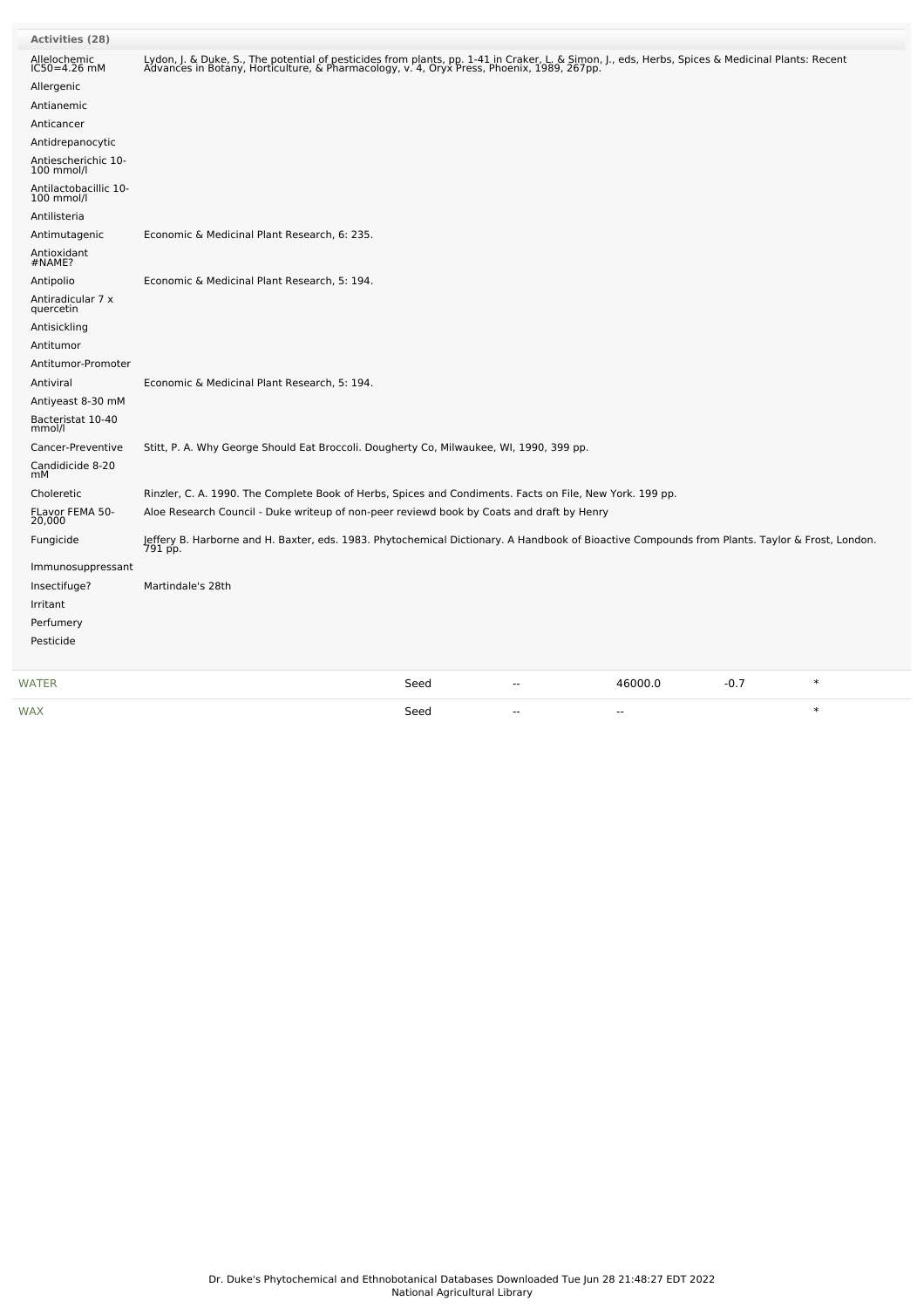**Activities (28)**

| | |
|---|---|
| Allelochemic IC50=4.26 mM | Lydon, J. & Duke, S., The potential of pesticides from plants, pp. 1-41 in Craker, L. & Simon, J., eds, Herbs, Spices & Medicinal Plants: Recent Advances in Botany, Horticulture, & Pharmacology, v. 4, Oryx Press, Phoenix, 1989, 267pp. |
| Allergenic | |
| Antianemic | |
| Anticancer | |
| Antidrepanocytic | |
| Antiescherichic 10-100 mmol/l | |
| Antilactobacillic 10-100 mmol/l | |
| Antilisteria | |
| Antimutagenic | Economic & Medicinal Plant Research, 6: 235. |
| Antioxidant #NAME? | |
| Antipolio | Economic & Medicinal Plant Research, 5: 194. |
| Antiradicular 7 x quercetin | |
| Antisickling | |
| Antitumor | |
| Antitumor-Promoter | |
| Antiviral | Economic & Medicinal Plant Research, 5: 194. |
| Antiyeast 8-30 mM | |
| Bacteristat 10-40 mmol/l | |
| Cancer-Preventive | Stitt, P. A. Why George Should Eat Broccoli. Dougherty Co, Milwaukee, WI, 1990, 399 pp. |
| Candidicide 8-20 mM | |
| Choleretic | Rinzler, C. A. 1990. The Complete Book of Herbs, Spices and Condiments. Facts on File, New York. 199 pp. |
| FLavor FEMA 50-20,000 | Aloe Research Council - Duke writeup of non-peer reviewd book by Coats and draft by Henry |
| Fungicide | Jeffery B. Harborne and H. Baxter, eds. 1983. Phytochemical Dictionary. A Handbook of Bioactive Compounds from Plants. Taylor & Frost, London. 791 pp. |
| Immunosuppressant | |
| Insectifuge? | Martindale's 28th |
| Irritant | |
| Perfumery | |
| Pesticide | |

| | | | | | |
|---|---|---|---|---|---|
| WATER | Seed | -- | 46000.0 | -0.7 | * |
| WAX | Seed | -- | -- | | * |

Dr. Duke's Phytochemical and Ethnobotanical Databases Downloaded Tue Jun 28 21:48:27 EDT 2022
National Agricultural Library